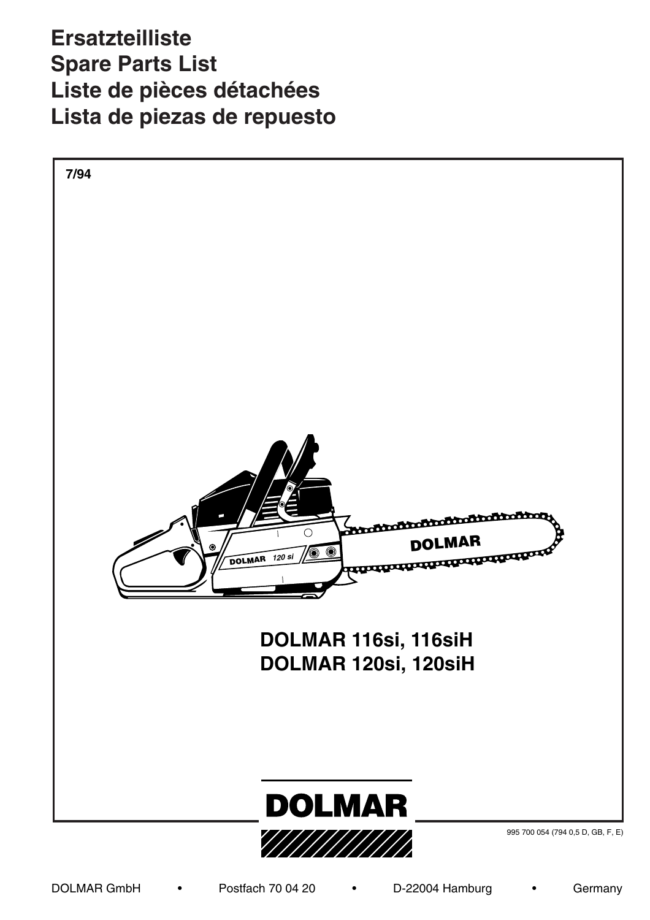# Ersatzteilliste
# Spare Parts List
# Liste de pièces détachées
# Lista de piezas de repuesto

7/94

**DOLMAR 116si, 116siH**
**DOLMAR 120si, 120siH**

**DOLMAR**

995 700 054 (794 0,5 D, GB, F, E)

DOLMAR GmbH • Postfach 70 04 20 • D-22004 Hamburg • Germany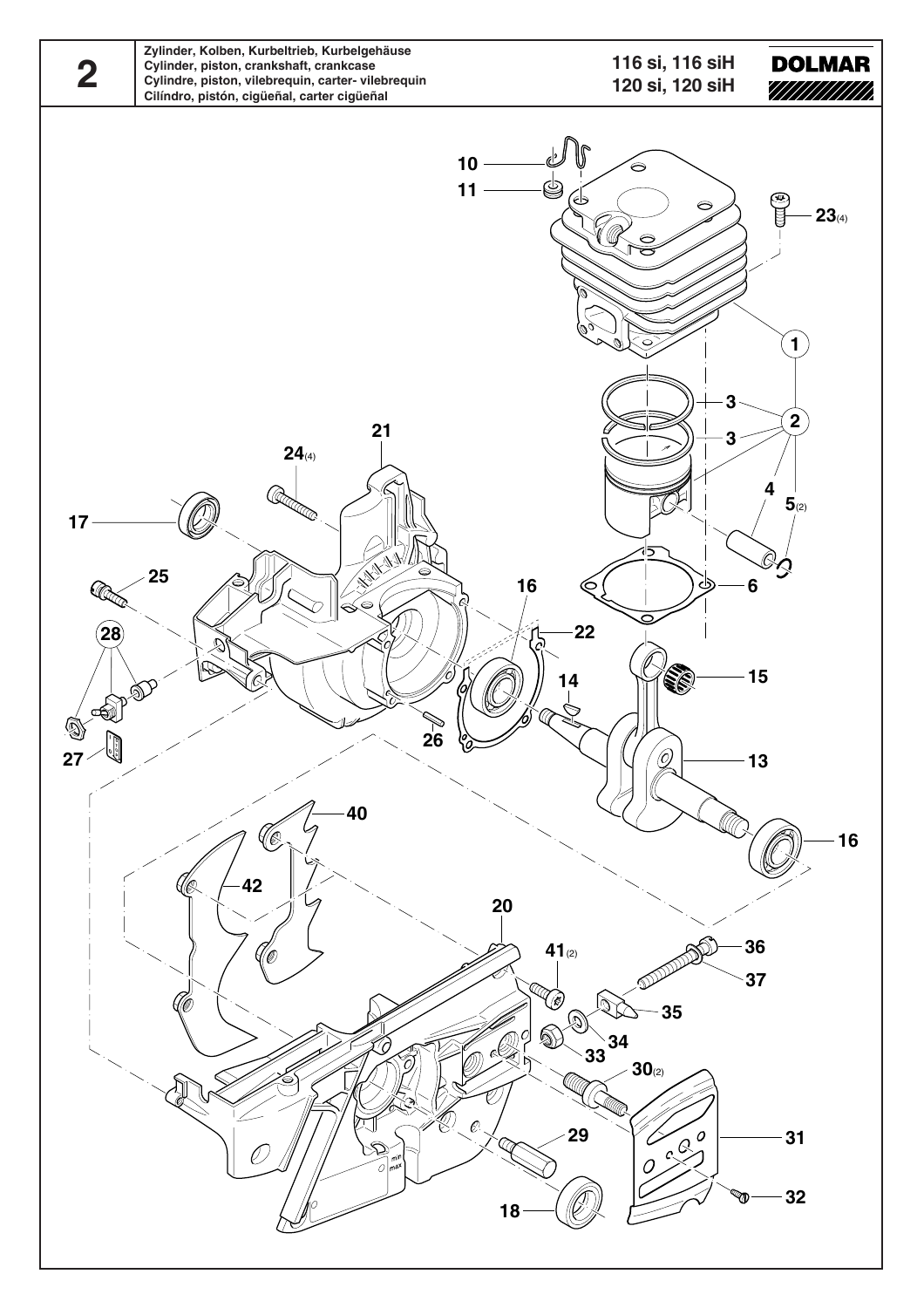# 2

**Zylinder, Kolben, Kurbeltrieb, Kurbelgehäuse**
**Cylinder, piston, crankshaft, crankcase**
**Cylindre, piston, vilebrequin, carter- vilebrequin**
**Cilíndro, pistón, cigüeñal, carter cigüeñal**

**116 si, 116 siH**
**120 si, 120 siH**

**DOLMAR**

10
11
23(4)
1
3
3
2
4
5(2)
21
24(4)
17
25
16
22
6
28
14
15
26
27
13
40
16
42
20
41(2)
36
37
35
34
33
30(2)
29
31
18
32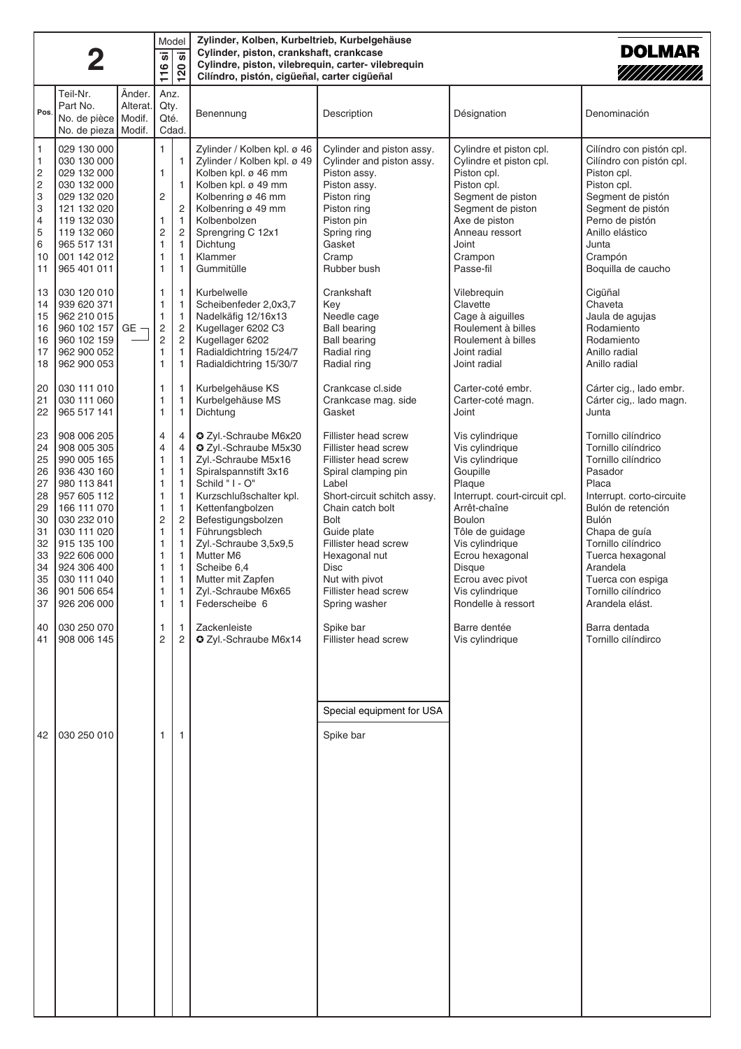# 2

**Zylinder, Kolben, Kurbeltrieb, Kurbelgehäuse**
**Cylinder, piston, crankshaft, crankcase**
**Cylindre, piston, vilebrequin, carter- vilebrequin**
**Cilíndro, pistón, cigüeñal, carter cigüeñal**

**DOLMAR**

| Pos. | Teil-Nr. / Part No. / No. de pièce / No. de pieza | Änder. / Alterat. / Modif. / Modif. | Anz. / Qty. / Qté. / Cdad. 116 si | 120 si | Benennung | Description | Désignation | Denominación |
|---|---|---|---|---|---|---|---|---|
| 1 | 029 130 000 | | 1 | | Zylinder / Kolben kpl. ø 46 | Cylinder and piston assy. | Cylindre et piston cpl. | Cilíndro con pistón cpl. |
| 1 | 030 130 000 | | | 1 | Zylinder / Kolben kpl. ø 49 | Cylinder and piston assy. | Cylindre et piston cpl. | Cilíndro con pistón cpl. |
| 2 | 029 132 000 | | 1 | | Kolben kpl. ø 46 mm | Piston assy. | Piston cpl. | Piston cpl. |
| 2 | 030 132 000 | | | 1 | Kolben kpl. ø 49 mm | Piston assy. | Piston cpl. | Piston cpl. |
| 3 | 029 132 020 | | 2 | | Kolbenring ø 46 mm | Piston ring | Segment de piston | Segment de pistón |
| 3 | 121 132 020 | | | 2 | Kolbenring ø 49 mm | Piston ring | Segment de piston | Segment de pistón |
| 4 | 119 132 030 | | 1 | 1 | Kolbenbolzen | Piston pin | Axe de piston | Perno de pistón |
| 5 | 119 132 060 | | 2 | 2 | Sprengring C 12x1 | Spring ring | Anneau ressort | Anillo elástico |
| 6 | 965 517 131 | | 1 | 1 | Dichtung | Gasket | Joint | Junta |
| 10 | 001 142 012 | | 1 | 1 | Klammer | Cramp | Crampon | Crampón |
| 11 | 965 401 011 | | 1 | 1 | Gummitülle | Rubber bush | Passe-fil | Boquilla de caucho |
| 13 | 030 120 010 | | 1 | 1 | Kurbelwelle | Crankshaft | Vilebrequin | Cigüñal |
| 14 | 939 620 371 | | 1 | 1 | Scheibenfeder 2,0x3,7 | Key | Clavette | Chaveta |
| 15 | 962 210 015 | | 1 | 1 | Nadelkäfig 12/16x13 | Needle cage | Cage à aiguilles | Jaula de agujas |
| 16 | 960 102 157 | GE | 2 | 2 | Kugellager 6202 C3 | Ball bearing | Roulement à billes | Rodamiento |
| 16 | 960 102 159 | | 2 | 2 | Kugellager 6202 | Ball bearing | Roulement à billes | Rodamiento |
| 17 | 962 900 052 | | 1 | 1 | Radialdichtring 15/24/7 | Radial ring | Joint radial | Anillo radial |
| 18 | 962 900 053 | | 1 | 1 | Radialdichtring 15/30/7 | Radial ring | Joint radial | Anillo radial |
| 20 | 030 111 010 | | 1 | 1 | Kurbelgehäuse KS | Crankcase cl.side | Carter-coté embr. | Cárter cig., lado embr. |
| 21 | 030 111 060 | | 1 | 1 | Kurbelgehäuse MS | Crankcase mag. side | Carter-coté magn. | Cárter cig,. lado magn. |
| 22 | 965 517 141 | | 1 | 1 | Dichtung | Gasket | Joint | Junta |
| 23 | 908 006 205 | | 4 | 4 | ✪ Zyl.-Schraube M6x20 | Fillister head screw | Vis cylindrique | Tornillo cilíndrico |
| 24 | 908 005 305 | | 4 | 4 | ✪ Zyl.-Schraube M5x30 | Fillister head screw | Vis cylindrique | Tornillo cilíndrico |
| 25 | 990 005 165 | | 1 | 1 | Zyl.-Schraube M5x16 | Fillister head screw | Vis cylindrique | Tornillo cilíndrico |
| 26 | 936 430 160 | | 1 | 1 | Spiralspannstift 3x16 | Spiral clamping pin | Goupille | Pasador |
| 27 | 980 113 841 | | 1 | 1 | Schild " I - O" | Label | Plaque | Placa |
| 28 | 957 605 112 | | 1 | 1 | Kurzschlußschalter kpl. | Short-circuit schitch assy. | Interrupt. court-circuit cpl. | Interrupt. corto-circuite |
| 29 | 166 111 070 | | 1 | 1 | Kettenfangbolzen | Chain catch bolt | Arrêt-chaîne | Bulón de retención |
| 30 | 030 232 010 | | 2 | 2 | Befestigungsbolzen | Bolt | Boulon | Bulón |
| 31 | 030 111 020 | | 1 | 1 | Führungsblech | Guide plate | Tôle de guidage | Chapa de guía |
| 32 | 915 135 100 | | 1 | 1 | Zyl.-Schraube 3,5x9,5 | Fillister head screw | Vis cylindrique | Tornillo cilíndrico |
| 33 | 922 606 000 | | 1 | 1 | Mutter M6 | Hexagonal nut | Ecrou hexagonal | Tuerca hexagonal |
| 34 | 924 306 400 | | 1 | 1 | Scheibe 6,4 | Disc | Disque | Arandela |
| 35 | 030 111 040 | | 1 | 1 | Mutter mit Zapfen | Nut with pivot | Ecrou avec pivot | Tuerca con espiga |
| 36 | 901 506 654 | | 1 | 1 | Zyl.-Schraube M6x65 | Fillister head screw | Vis cylindrique | Tornillo cilíndrico |
| 37 | 926 206 000 | | 1 | 1 | Federscheibe 6 | Spring washer | Rondelle à ressort | Arandela elást. |
| 40 | 030 250 070 | | 1 | 1 | Zackenleiste | Spike bar | Barre dentée | Barra dentada |
| 41 | 908 006 145 | | 2 | 2 | ✪ Zyl.-Schraube M6x14 | Fillister head screw | Vis cylindrique | Tornillo cilíndirco |
| | | | | | | Special equipment for USA | | |
| 42 | 030 250 010 | | 1 | 1 | | Spike bar | | |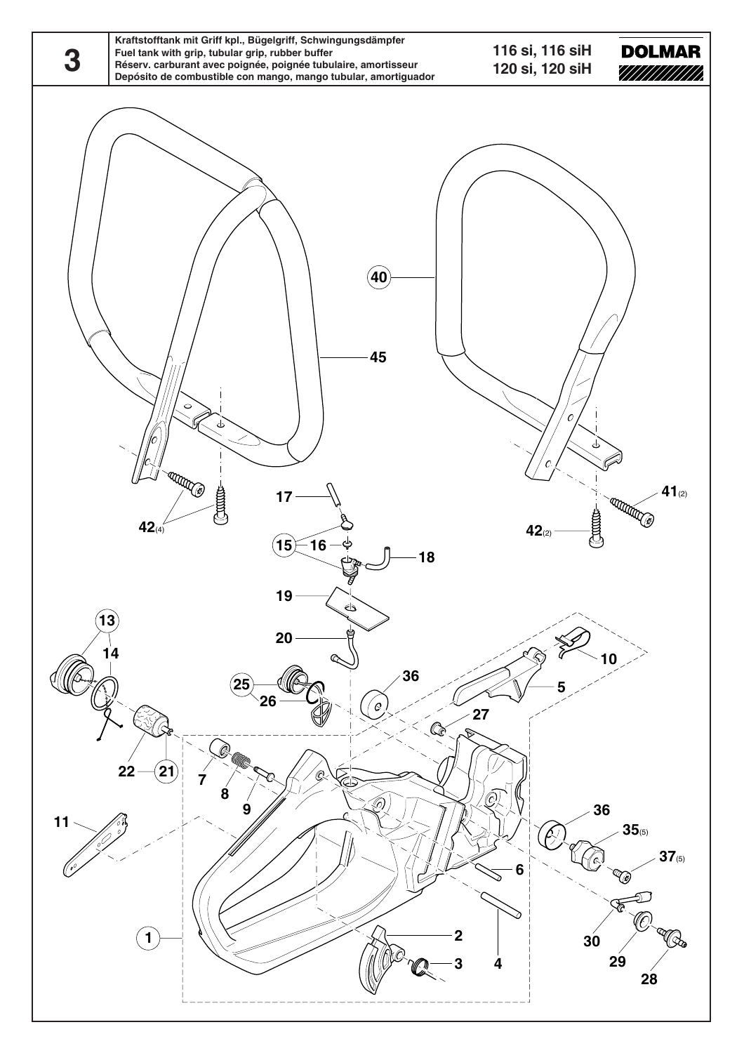# 3

**Kraftstofftank mit Griff kpl., Bügelgriff, Schwingungsdämpfer**
**Fuel tank with grip, tubular grip, rubber buffer**
**Réserv. carburant avec poignée, poignée tubulaire, amortisseur**
**Depósito de combustible con mango, mango tubular, amortiguador**

**116 si, 116 siH**
**120 si, 120 siH**

**DOLMAR**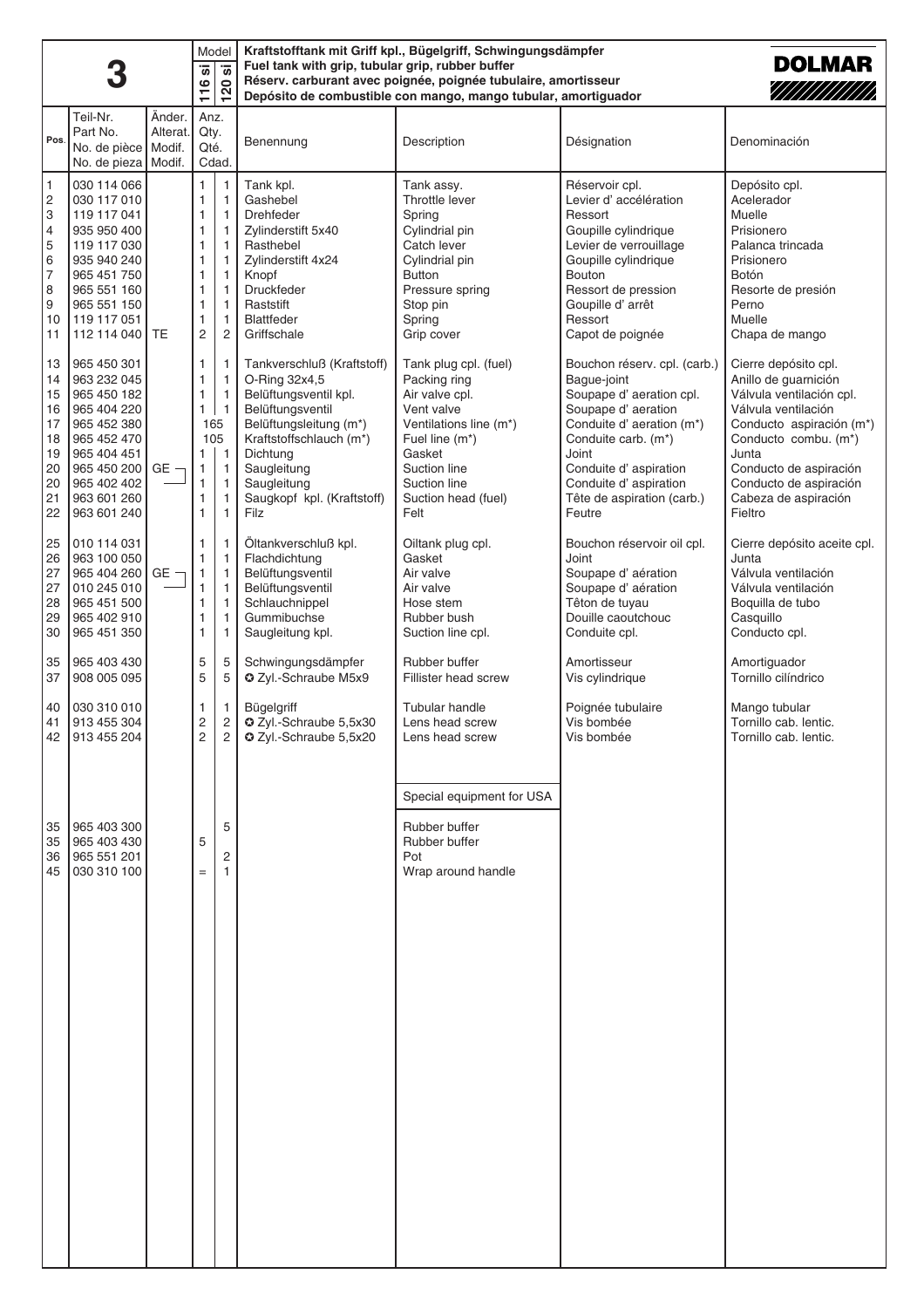# 3

| Model | |
|---|---|
| 116 si | 120 si |

**Kraftstofftank mit Griff kpl., Bügelgriff, Schwingungsdämpfer**
**Fuel tank with grip, tubular grip, rubber buffer**
**Réserv. carburant avec poignée, poignée tubulaire, amortisseur**
**Depósito de combustible con mango, mango tubular, amortiguador**

**DOLMAR**

| Pos. | Teil-Nr. / Part No. / No. de pièce / No. de pieza | Änder. / Alterat. / Modif. / Modif. | Anz. / Qty. / Qté. / Cdad. 116 si | 120 si | Benennung | Description | Désignation | Denominación |
|---|---|---|---|---|---|---|---|---|
| 1 | 030 114 066 | | 1 | 1 | Tank kpl. | Tank assy. | Réservoir cpl. | Depósito cpl. |
| 2 | 030 117 010 | | 1 | 1 | Gashebel | Throttle lever | Levier d' accélération | Acelerador |
| 3 | 119 117 041 | | 1 | 1 | Drehfeder | Spring | Ressort | Muelle |
| 4 | 935 950 400 | | 1 | 1 | Zylinderstift 5x40 | Cylindrial pin | Goupille cylindrique | Prisionero |
| 5 | 119 117 030 | | 1 | 1 | Rasthebel | Catch lever | Levier de verrouillage | Palanca trincada |
| 6 | 935 940 240 | | 1 | 1 | Zylinderstift 4x24 | Cylindrial pin | Goupille cylindrique | Prisionero |
| 7 | 965 451 750 | | 1 | 1 | Knopf | Button | Bouton | Botón |
| 8 | 965 551 160 | | 1 | 1 | Druckfeder | Pressure spring | Ressort de pression | Resorte de presión |
| 9 | 965 551 150 | | 1 | 1 | Raststift | Stop pin | Goupille d' arrêt | Perno |
| 10 | 119 117 051 | | 1 | 1 | Blattfeder | Spring | Ressort | Muelle |
| 11 | 112 114 040 | TE | 2 | 2 | Griffschale | Grip cover | Capot de poignée | Chapa de mango |
| 13 | 965 450 301 | | 1 | 1 | Tankverschluß (Kraftstoff) | Tank plug cpl. (fuel) | Bouchon réserv. cpl. (carb.) | Cierre depósito cpl. |
| 14 | 963 232 045 | | 1 | 1 | O-Ring 32x4,5 | Packing ring | Bague-joint | Anillo de guarnición |
| 15 | 965 450 182 | | 1 | 1 | Belüftungsventil kpl. | Air valve cpl. | Soupape d' aeration cpl. | Válvula ventilación cpl. |
| 16 | 965 404 220 | | 1 | 1 | Belüftungsventil | Vent valve | Soupape d' aeration | Válvula ventilación |
| 17 | 965 452 380 | | 165 | | Belüftungsleitung (m*) | Ventilations line (m*) | Conduite d' aeration (m*) | Conducto aspiración (m*) |
| 18 | 965 452 470 | | 105 | | Kraftstoffschlauch (m*) | Fuel line (m*) | Conduite carb. (m*) | Conducto combu. (m*) |
| 19 | 965 404 451 | | 1 | 1 | Dichtung | Gasket | Joint | Junta |
| 20 | 965 450 200 | GE | 1 | 1 | Saugleitung | Suction line | Conduite d' aspiration | Conducto de aspiración |
| 20 | 965 402 402 | | 1 | 1 | Saugleitung | Suction line | Conduite d' aspiration | Conducto de aspiración |
| 21 | 963 601 260 | | 1 | 1 | Saugkopf kpl. (Kraftstoff) | Suction head (fuel) | Tête de aspiration (carb.) | Cabeza de aspiración |
| 22 | 963 601 240 | | 1 | 1 | Filz | Felt | Feutre | Fieltro |
| 25 | 010 114 031 | | 1 | 1 | Öltankverschluß kpl. | Oiltank plug cpl. | Bouchon réservoir oil cpl. | Cierre depósito aceite cpl. |
| 26 | 963 100 050 | | 1 | 1 | Flachdichtung | Gasket | Joint | Junta |
| 27 | 965 404 260 | GE | 1 | 1 | Belüftungsventil | Air valve | Soupape d' aération | Válvula ventilación |
| 27 | 010 245 010 | | 1 | 1 | Belüftungsventil | Air valve | Soupape d' aération | Válvula ventilación |
| 28 | 965 451 500 | | 1 | 1 | Schlauchnippel | Hose stem | Têton de tuyau | Boquilla de tubo |
| 29 | 965 402 910 | | 1 | 1 | Gummibuchse | Rubber bush | Douille caoutchouc | Casquillo |
| 30 | 965 451 350 | | 1 | 1 | Saugleitung kpl. | Suction line cpl. | Conduite cpl. | Conducto cpl. |
| 35 | 965 403 430 | | 5 | 5 | Schwingungsdämpfer | Rubber buffer | Amortisseur | Amortiguador |
| 37 | 908 005 095 | | 5 | 5 | ✪ Zyl.-Schraube M5x9 | Fillister head screw | Vis cylindrique | Tornillo cilíndrico |
| 40 | 030 310 010 | | 1 | 1 | Bügelgriff | Tubular handle | Poignée tubulaire | Mango tubular |
| 41 | 913 455 304 | | 2 | 2 | ✪ Zyl.-Schraube 5,5x30 | Lens head screw | Vis bombée | Tornillo cab. lentic. |
| 42 | 913 455 204 | | 2 | 2 | ✪ Zyl.-Schraube 5,5x20 | Lens head screw | Vis bombée | Tornillo cab. lentic. |
| | | | | | | Special equipment for USA | | |
| 35 | 965 403 300 | | | 5 | | Rubber buffer | | |
| 35 | 965 403 430 | | 5 | | | Rubber buffer | | |
| 36 | 965 551 201 | | | 2 | | Pot | | |
| 45 | 030 310 100 | | = | 1 | | Wrap around handle | | |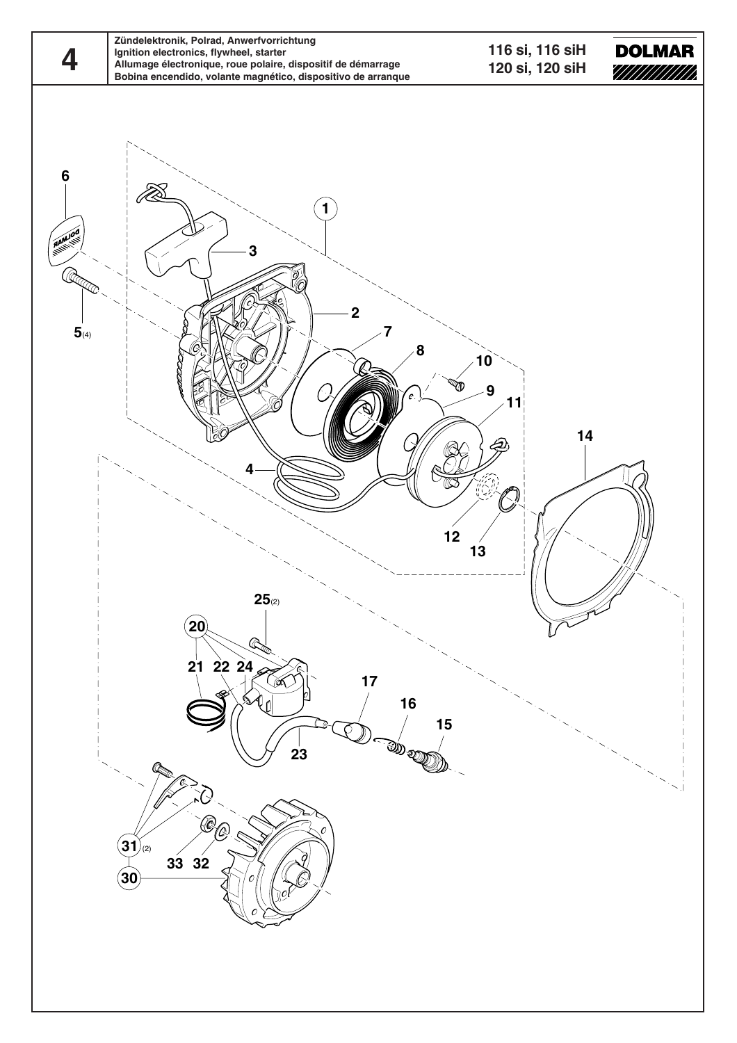# 4

**Zündelektronik, Polrad, Anwerfvorrichtung**
**Ignition electronics, flywheel, starter**
**Allumage électronique, roue polaire, dispositif de démarrage**
**Bobina encendido, volante magnético, dispositivo de arranque**

**116 si, 116 siH**
**120 si, 120 siH**

**DOLMAR**

1, 2, 3, 4, 5(4), 6, 7, 8, 9, 10, 11, 12, 13, 14, 15, 16, 17, 20, 21, 22, 23, 24, 25(2), 30, 31(2), 32, 33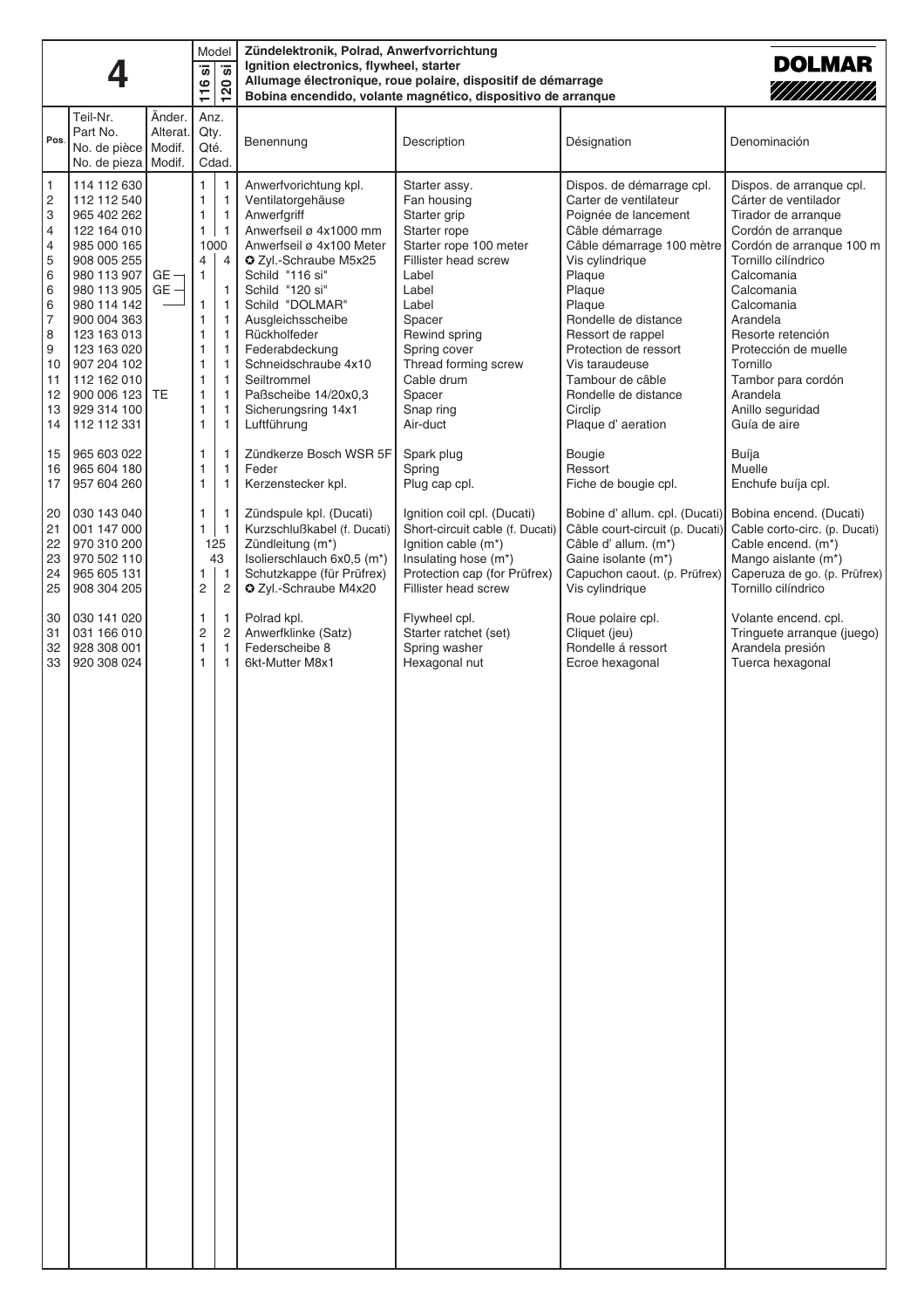| 4 | | | Model | | Zündelektronik, Polrad, Anwerfvorrichtung<br>Ignition electronics, flywheel, starter<br>Allumage électronique, roue polaire, dispositif de démarrage<br>Bobina encendido, volante magnético, dispositivo de arranque | | | DOLMAR |
|---|---|---|---|---|---|---|---|---|
| | | | 116 si | 120 si | | | | |
| Pos. | Teil-Nr.<br>Part No.<br>No. de pièce<br>No. de pieza | Änder.<br>Alterat.<br>Modif.<br>Modif. | Anz.<br>Qty.<br>Qté.<br>Cdad. | | Benennung | Description | Désignation | Denominación |
| 1 | 114 112 630 | | 1 | 1 | Anwerfvorichtung kpl. | Starter assy. | Dispos. de démarrage cpl. | Dispos. de arranque cpl. |
| 2 | 112 112 540 | | 1 | 1 | Ventilatorgehäuse | Fan housing | Carter de ventilateur | Cárter de ventilador |
| 3 | 965 402 262 | | 1 | 1 | Anwerfgriff | Starter grip | Poignée de lancement | Tirador de arranque |
| 4 | 122 164 010 | | 1 | 1 | Anwerfseil ø 4x1000 mm | Starter rope | Câble démarrage | Cordón de arranque |
| 4 | 985 000 165 | | 1000 | | Anwerfseil ø 4x100 Meter | Starter rope 100 meter | Câble démarrage 100 mètre | Cordón de arranque 100 m |
| 5 | 908 005 255 | | 4 | 4 | ✪ Zyl.-Schraube M5x25 | Fillister head screw | Vis cylindrique | Tornillo cilíndrico |
| 6 | 980 113 907 | GE | 1 | | Schild "116 si" | Label | Plaque | Calcomania |
| 6 | 980 113 905 | GE | | 1 | Schild "120 si" | Label | Plaque | Calcomania |
| 6 | 980 114 142 | | 1 | 1 | Schild "DOLMAR" | Label | Plaque | Calcomania |
| 7 | 900 004 363 | | 1 | 1 | Ausgleichsscheibe | Spacer | Rondelle de distance | Arandela |
| 8 | 123 163 013 | | 1 | 1 | Rückholfeder | Rewind spring | Ressort de rappel | Resorte retención |
| 9 | 123 163 020 | | 1 | 1 | Federabdeckung | Spring cover | Protection de ressort | Protección de muelle |
| 10 | 907 204 102 | | 1 | 1 | Schneidschraube 4x10 | Thread forming screw | Vis taraudeuse | Tornillo |
| 11 | 112 162 010 | | 1 | 1 | Seiltrommel | Cable drum | Tambour de câble | Tambor para cordón |
| 12 | 900 006 123 | TE | 1 | 1 | Paßscheibe 14/20x0,3 | Spacer | Rondelle de distance | Arandela |
| 13 | 929 314 100 | | 1 | 1 | Sicherungsring 14x1 | Snap ring | Circlip | Anillo seguridad |
| 14 | 112 112 331 | | 1 | 1 | Luftführung | Air-duct | Plaque d' aeration | Guía de aire |
| 15 | 965 603 022 | | 1 | 1 | Zündkerze Bosch WSR 5F | Spark plug | Bougie | Buíja |
| 16 | 965 604 180 | | 1 | 1 | Feder | Spring | Ressort | Muelle |
| 17 | 957 604 260 | | 1 | 1 | Kerzenstecker kpl. | Plug cap cpl. | Fiche de bougie cpl. | Enchufe buíja cpl. |
| 20 | 030 143 040 | | 1 | 1 | Zündspule kpl. (Ducati) | Ignition coil cpl. (Ducati) | Bobine d' allum. cpl. (Ducati) | Bobina encend. (Ducati) |
| 21 | 001 147 000 | | 1 | 1 | Kurzschlußkabel (f. Ducati) | Short-circuit cable (f. Ducati) | Câble court-circuit (p. Ducati) | Cable corto-circ. (p. Ducati) |
| 22 | 970 310 200 | | 125 | | Zündleitung (m*) | Ignition cable (m*) | Câble d' allum. (m*) | Cable encend. (m*) |
| 23 | 970 502 110 | | 43 | | Isolierschlauch 6x0,5 (m*) | Insulating hose (m*) | Gaine isolante (m*) | Mango aislante (m*) |
| 24 | 965 605 131 | | 1 | 1 | Schutzkappe (für Prüfrex) | Protection cap (for Prüfrex) | Capuchon caout. (p. Prüfrex) | Caperuza de go. (p. Prüfrex) |
| 25 | 908 304 205 | | 2 | 2 | ✪ Zyl.-Schraube M4x20 | Fillister head screw | Vis cylindrique | Tornillo cilíndrico |
| 30 | 030 141 020 | | 1 | 1 | Polrad kpl. | Flywheel cpl. | Roue polaire cpl. | Volante encend. cpl. |
| 31 | 031 166 010 | | 2 | 2 | Anwerfklinke (Satz) | Starter ratchet (set) | Cliquet (jeu) | Tringuete arranque (juego) |
| 32 | 928 308 001 | | 1 | 1 | Federscheibe 8 | Spring washer | Rondelle á ressort | Arandela presión |
| 33 | 920 308 024 | | 1 | 1 | 6kt-Mutter M8x1 | Hexagonal nut | Ecroe hexagonal | Tuerca hexagonal |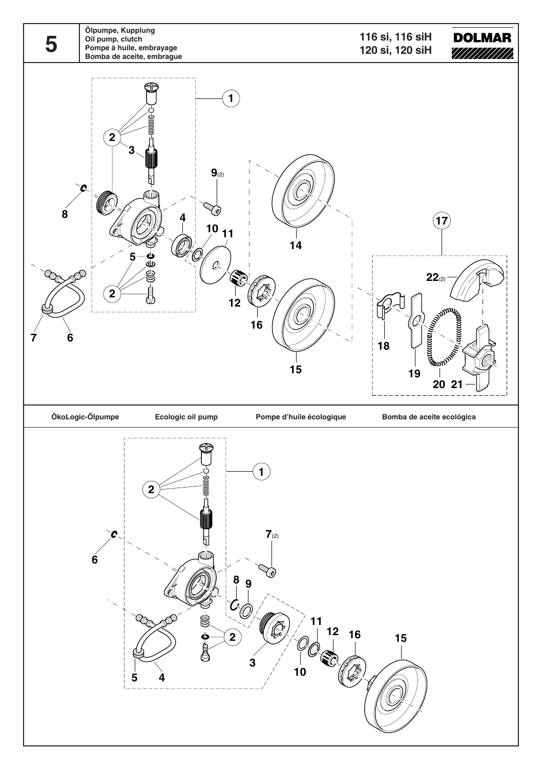# 5

**Ölpumpe, Kupplung**
**Oil pump, clutch**
**Pompe à huile, embrayage**
**Bomba de aceite, embrague**

**116 si, 116 siH**
**120 si, 120 siH**

**DOLMAR**

ÖkoLogic-Ölpumpe | Ecologic oil pump | Pompe d'huile écologique | Bomba de aceite ecológica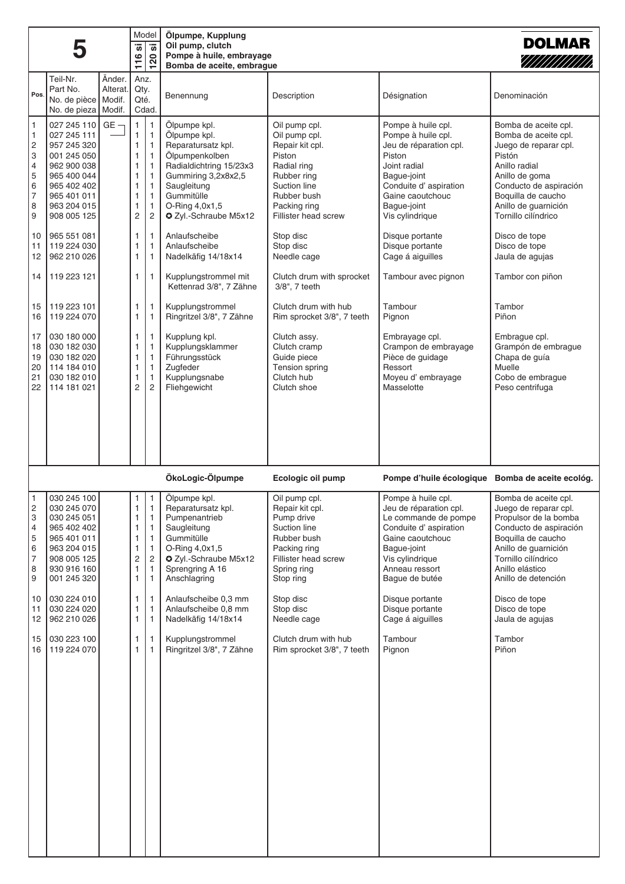# 5

**Ölpumpe, Kupplung**
**Oil pump, clutch**
**Pompe à huile, embrayage**
**Bomba de aceite, embrague**

**DOLMAR**

| Pos. | Teil-Nr. / Part No. / No. de pièce / No. de pieza | Änder. / Alterat. / Modif. / Modif. | Anz. / Qty. / Qté. / Cdad. 116 si | 120 si | Benennung | Description | Désignation | Denominación |
|---|---|---|---|---|---|---|---|---|
| 1 | 027 245 110 | GE | 1 | 1 | Ölpumpe kpl. | Oil pump cpl. | Pompe à huile cpl. | Bomba de aceite cpl. |
| 1 | 027 245 111 | | 1 | 1 | Ölpumpe kpl. | Oil pump cpl. | Pompe à huile cpl. | Bomba de aceite cpl. |
| 2 | 957 245 320 | | 1 | 1 | Reparatursatz kpl. | Repair kit cpl. | Jeu de réparation cpl. | Juego de reparar cpl. |
| 3 | 001 245 050 | | 1 | 1 | Ölpumpenkolben | Piston | Piston | Pistón |
| 4 | 962 900 038 | | 1 | 1 | Radialdichtring 15/23x3 | Radial ring | Joint radial | Anillo radial |
| 5 | 965 400 044 | | 1 | 1 | Gummiring 3,2x8x2,5 | Rubber ring | Bague-joint | Anillo de goma |
| 6 | 965 402 402 | | 1 | 1 | Saugleitung | Suction line | Conduite d' aspiration | Conducto de aspiración |
| 7 | 965 401 011 | | 1 | 1 | Gummitülle | Rubber bush | Gaine caoutchouc | Boquilla de caucho |
| 8 | 963 204 015 | | 1 | 1 | O-Ring 4,0x1,5 | Packing ring | Bague-joint | Anillo de guarnición |
| 9 | 908 005 125 | | 2 | 2 | ✪ Zyl.-Schraube M5x12 | Fillister head screw | Vis cylindrique | Tornillo cilíndrico |
| 10 | 965 551 081 | | 1 | 1 | Anlaufscheibe | Stop disc | Disque portante | Disco de tope |
| 11 | 119 224 030 | | 1 | 1 | Anlaufscheibe | Stop disc | Disque portante | Disco de tope |
| 12 | 962 210 026 | | 1 | 1 | Nadelkäfig 14/18x14 | Needle cage | Cage á aiguilles | Jaula de agujas |
| 14 | 119 223 121 | | 1 | 1 | Kupplungstrommel mit Kettenrad 3/8", 7 Zähne | Clutch drum with sprocket 3/8", 7 teeth | Tambour avec pignon | Tambor con piñon |
| 15 | 119 223 101 | | 1 | 1 | Kupplungstrommel | Clutch drum with hub | Tambour | Tambor |
| 16 | 119 224 070 | | 1 | 1 | Ringritzel 3/8", 7 Zähne | Rim sprocket 3/8", 7 teeth | Pignon | Piñon |
| 17 | 030 180 000 | | 1 | 1 | Kupplung kpl. | Clutch assy. | Embrayage cpl. | Embrague cpl. |
| 18 | 030 182 030 | | 1 | 1 | Kupplungsklammer | Clutch cramp | Crampon de embrayage | Grampón de embrague |
| 19 | 030 182 020 | | 1 | 1 | Führungsstück | Guide piece | Pièce de guidage | Chapa de guía |
| 20 | 114 184 010 | | 1 | 1 | Zugfeder | Tension spring | Ressort | Muelle |
| 21 | 030 182 010 | | 1 | 1 | Kupplungsnabe | Clutch hub | Moyeu d' embrayage | Cobo de embrague |
| 22 | 114 181 021 | | 2 | 2 | Fliehgewicht | Clutch shoe | Masselotte | Peso centrifuga |

| Pos. | Teil-Nr. | Änder. | 116 si | 120 si | **ÖkoLogic-Ölpumpe** | **Ecologic oil pump** | **Pompe d'huile écologique** | **Bomba de aceite ecológ.** |
|---|---|---|---|---|---|---|---|---|
| 1 | 030 245 100 | | 1 | 1 | Ölpumpe kpl. | Oil pump cpl. | Pompe à huile cpl. | Bomba de aceite cpl. |
| 2 | 030 245 070 | | 1 | 1 | Reparatursatz kpl. | Repair kit cpl. | Jeu de réparation cpl. | Juego de reparar cpl. |
| 3 | 030 245 051 | | 1 | 1 | Pumpenantrieb | Pump drive | Le commande de pompe | Propulsor de la bomba |
| 4 | 965 402 402 | | 1 | 1 | Saugleitung | Suction line | Conduite d' aspiration | Conducto de aspiración |
| 5 | 965 401 011 | | 1 | 1 | Gummitülle | Rubber bush | Gaine caoutchouc | Boquilla de caucho |
| 6 | 963 204 015 | | 1 | 1 | O-Ring 4,0x1,5 | Packing ring | Bague-joint | Anillo de guarnición |
| 7 | 908 005 125 | | 2 | 2 | ✪ Zyl.-Schraube M5x12 | Fillister head screw | Vis cylindrique | Tornillo cilíndrico |
| 8 | 930 916 160 | | 1 | 1 | Sprengring A 16 | Spring ring | Anneau ressort | Anillo elástico |
| 9 | 001 245 320 | | 1 | 1 | Anschlagring | Stop ring | Bague de butée | Anillo de detención |
| 10 | 030 224 010 | | 1 | 1 | Anlaufscheibe 0,3 mm | Stop disc | Disque portante | Disco de tope |
| 11 | 030 224 020 | | 1 | 1 | Anlaufscheibe 0,8 mm | Stop disc | Disque portante | Disco de tope |
| 12 | 962 210 026 | | 1 | 1 | Nadelkäfig 14/18x14 | Needle cage | Cage á aiguilles | Jaula de agujas |
| 15 | 030 223 100 | | 1 | 1 | Kupplungstrommel | Clutch drum with hub | Tambour | Tambor |
| 16 | 119 224 070 | | 1 | 1 | Ringritzel 3/8", 7 Zähne | Rim sprocket 3/8", 7 teeth | Pignon | Piñon |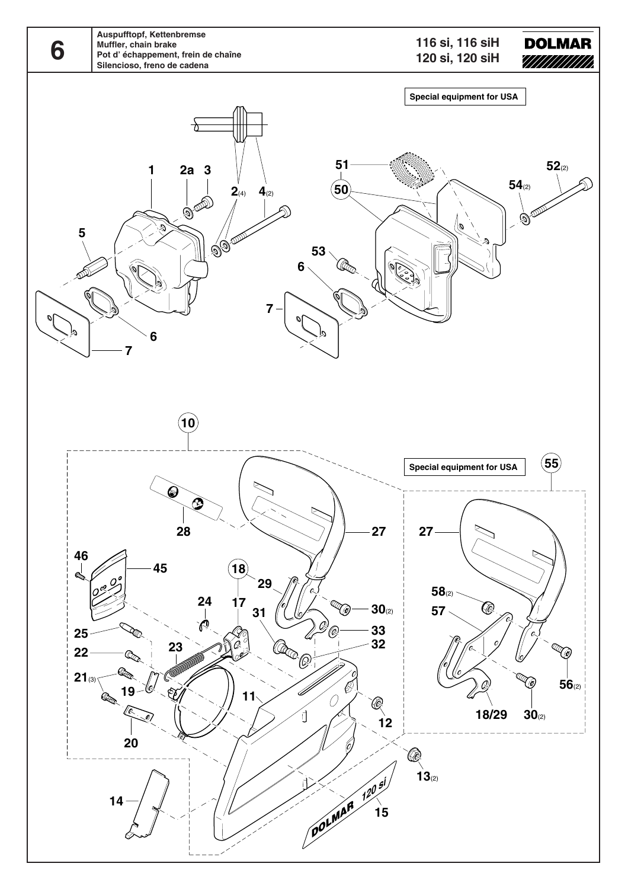# 6

**Auspufftopf, Kettenbremse**
**Muffler, chain brake**
**Pot d' échappement, frein de chaîne**
**Silencioso, freno de cadena**

**116 si, 116 siH**
**120 si, 120 siH**

**DOLMAR**

**Special equipment for USA**

1, 2a, 3, 2(4), 4(2), 5, 6, 7

51, 52(2), 50, 54(2), 53, 6, 7

10

**Special equipment for USA** 55

28, 27, 27, 46, 45, 18, 29, 58(2), 17, 24, 30(2), 57, 31, 25, 33, 32, 23, 22, 21(3), 11, 19, 56(2), 12, 18/29, 30(2), 20, 13(2), 14, 15

DOLMAR 120 si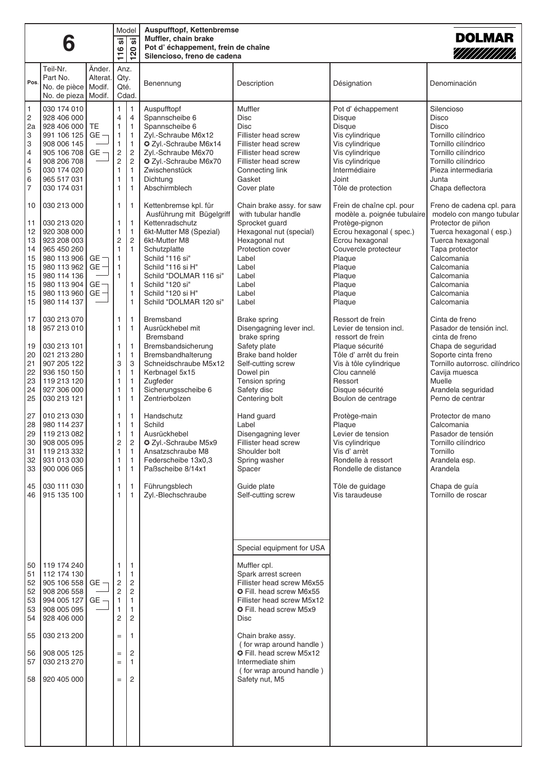# 6

**Auspufftopf, Kettenbremse**
**Muffler, chain brake**
**Pot d' échappement, frein de chaîne**
**Silencioso, freno de cadena**

**DOLMAR**

| Pos. | Teil-Nr. / Part No. / No. de pièce / No. de pieza | Änder. / Alterat. / Modif. / Modif. | Anz. / Qty. / Qté. / Cdad. 116 si | 120 si | Benennung | Description | Désignation | Denominación |
|---|---|---|---|---|---|---|---|---|
| 1 | 030 174 010 | | 1 | 1 | Auspufftopf | Muffler | Pot d' échappement | Silencioso |
| 2 | 928 406 000 | | 4 | 4 | Spannscheibe 6 | Disc | Disque | Disco |
| 2a | 928 406 000 | TE | 1 | 1 | Spannscheibe 6 | Disc | Disque | Disco |
| 3 | 991 106 125 | GE | 1 | 1 | Zyl.-Schraube M6x12 | Fillister head screw | Vis cylindrique | Tornillo cilíndrico |
| 3 | 908 006 145 | | 1 | 1 | ✪ Zyl.-Schraube M6x14 | Fillister head screw | Vis cylindrique | Tornillo cilíndrico |
| 4 | 905 106 708 | GE | 2 | 2 | Zyl.-Schraube M6x70 | Fillister head screw | Vis cylindrique | Tornillo cilíndrico |
| 4 | 908 206 708 | | 2 | 2 | ✪ Zyl.-Schraube M6x70 | Fillister head screw | Vis cylindrique | Tornillo cilíndrico |
| 5 | 030 174 020 | | 1 | 1 | Zwischenstück | Connecting link | Intermédiaire | Pieza intermediaria |
| 6 | 965 517 031 | | 1 | 1 | Dichtung | Gasket | Joint | Junta |
| 7 | 030 174 031 | | 1 | 1 | Abschirmblech | Cover plate | Tôle de protection | Chapa deflectora |
| 10 | 030 213 000 | | 1 | 1 | Kettenbremse kpl. für Ausführung mit Bügelgriff | Chain brake assy. for saw with tubular handle | Frein de chaîne cpl. pour modèle a. poignée tubulaire | Freno de cadena cpl. para modelo con mango tubular |
| 11 | 030 213 020 | | 1 | 1 | Kettenradschutz | Sprocket guard | Protège-pignon | Protector de piñon |
| 12 | 920 308 000 | | 1 | 1 | 6kt-Mutter M8 (Spezial) | Hexagonal nut (special) | Ecrou hexagonal ( spec.) | Tuerca hexagonal ( esp.) |
| 13 | 923 208 003 | | 2 | 2 | 6kt-Mutter M8 | Hexagonal nut | Ecrou hexagonal | Tuerca hexagonal |
| 14 | 965 450 260 | | 1 | 1 | Schutzplatte | Protection cover | Couvercle protecteur | Tapa protector |
| 15 | 980 113 906 | GE | 1 | | Schild "116 si" | Label | Plaque | Calcomania |
| 15 | 980 113 962 | GE | 1 | | Schild "116 si H" | Label | Plaque | Calcomania |
| 15 | 980 114 136 | | 1 | | Schild "DOLMAR 116 si" | Label | Plaque | Calcomania |
| 15 | 980 113 904 | GE | | 1 | Schild "120 si" | Label | Plaque | Calcomania |
| 15 | 980 113 960 | GE | | 1 | Schild "120 si H" | Label | Plaque | Calcomania |
| 15 | 980 114 137 | | | 1 | Schild "DOLMAR 120 si" | Label | Plaque | Calcomania |
| 17 | 030 213 070 | | 1 | 1 | Bremsband | Brake spring | Ressort de frein | Cinta de freno |
| 18 | 957 213 010 | | 1 | 1 | Ausrückhebel mit Bremsband | Disengagning lever incl. brake spring | Levier de tension incl. ressort de frein | Pasador de tensión incl. cinta de freno |
| 19 | 030 213 101 | | 1 | 1 | Bremsbandsicherung | Safety plate | Plaque sécurité | Chapa de seguridad |
| 20 | 021 213 280 | | 1 | 1 | Bremsbandhalterung | Brake band holder | Tôle d' arrêt du frein | Soporte cinta freno |
| 21 | 907 205 122 | | 3 | 3 | Schneidschraube M5x12 | Self-cutting screw | Vis à tôle cylindrique | Tornillo autorrosc. cilíndrico |
| 22 | 936 150 150 | | 1 | 1 | Kerbnagel 5x15 | Dowel pin | Clou cannelé | Cavija muesca |
| 23 | 119 213 120 | | 1 | 1 | Zugfeder | Tension spring | Ressort | Muelle |
| 24 | 927 306 000 | | 1 | 1 | Sicherungsscheibe 6 | Safety disc | Disque sécurité | Arandela seguridad |
| 25 | 030 213 121 | | 1 | 1 | Zentrierbolzen | Centering bolt | Boulon de centrage | Perno de centrar |
| 27 | 010 213 030 | | 1 | 1 | Handschutz | Hand guard | Protège-main | Protector de mano |
| 28 | 980 114 237 | | 1 | 1 | Schild | Label | Plaque | Calcomania |
| 29 | 119 213 082 | | 1 | 1 | Ausrückhebel | Disengaging lever | Levier de tension | Pasador de tensión |
| 30 | 908 005 095 | | 2 | 2 | ✪ Zyl.-Schraube M5x9 | Fillister head screw | Vis cylindrique | Tornillo cilíndrico |
| 31 | 119 213 332 | | 1 | 1 | Ansatzschraube M8 | Shoulder bolt | Vis d' arrêt | Tornillo |
| 32 | 931 013 030 | | 1 | 1 | Federscheibe 13x0,3 | Spring washer | Rondelle à ressort | Arandela esp. |
| 33 | 900 006 065 | | 1 | 1 | Paßscheibe 8/14x1 | Spacer | Rondelle de distance | Arandela |
| 45 | 030 111 030 | | 1 | 1 | Führungsblech | Guide plate | Tôle de guidage | Chapa de guía |
| 46 | 915 135 100 | | 1 | 1 | Zyl.-Blechschraube | Self-cutting screw | Vis taraudeuse | Tornillo de roscar |
| | | | | | | **Special equipment for USA** | | |
| 50 | 119 174 240 | | 1 | 1 | | Muffler cpl. | | |
| 51 | 112 174 130 | | 1 | 1 | | Spark arrest screen | | |
| 52 | 905 106 558 | GE | 2 | 2 | | Fillister head screw M6x55 | | |
| 52 | 908 206 558 | | 2 | 2 | | ✪ Fill. head screw M6x55 | | |
| 53 | 994 005 127 | GE | 1 | 1 | | Fillister head screw M5x12 | | |
| 53 | 908 005 095 | | 1 | 1 | | ✪ Fill. head screw M5x9 | | |
| 54 | 928 406 000 | | 2 | 2 | | Disc | | |
| 55 | 030 213 200 | | = | 1 | | Chain brake assy. ( for wrap around handle ) | | |
| 56 | 908 005 125 | | = | 2 | | ✪ Fill. head screw M5x12 | | |
| 57 | 030 213 270 | | = | 1 | | Intermediate shim ( for wrap around handle ) | | |
| 58 | 920 405 000 | | = | 2 | | Safety nut, M5 | | |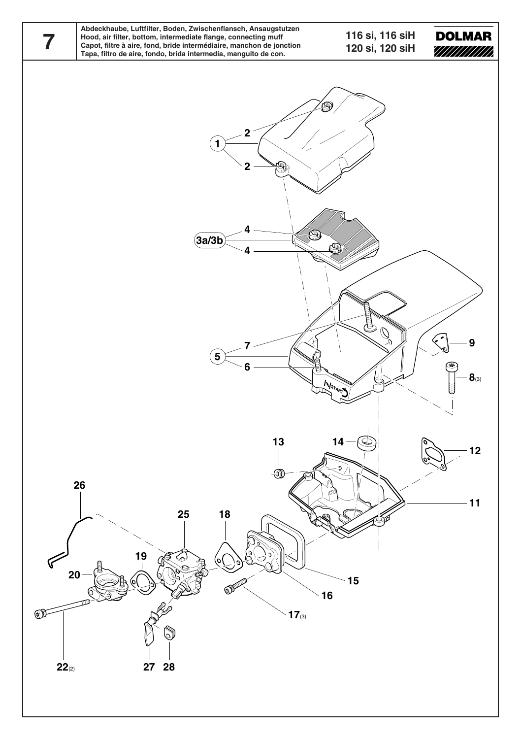# 7

**Abdeckhaube, Luftfilter, Boden, Zwischenflansch, Ansaugstutzen**
**Hood, air filter, bottom, intermediate flange, connecting muff**
**Capot, filtre à aire, fond, bride intermédiaire, manchon de jonction**
**Tapa, filtro de aire, fondo, brida intermedia, manguito de con.**

**116 si, 116 siH**
**120 si, 120 siH**

**DOLMAR**

1, 2, 2, 3a/3b, 4, 4, 5, 7, 6, 9, 8(3), 13, 14, 12, 11, 26, 25, 18, 19, 20, 15, 16, 17(3), 22(2), 27, 28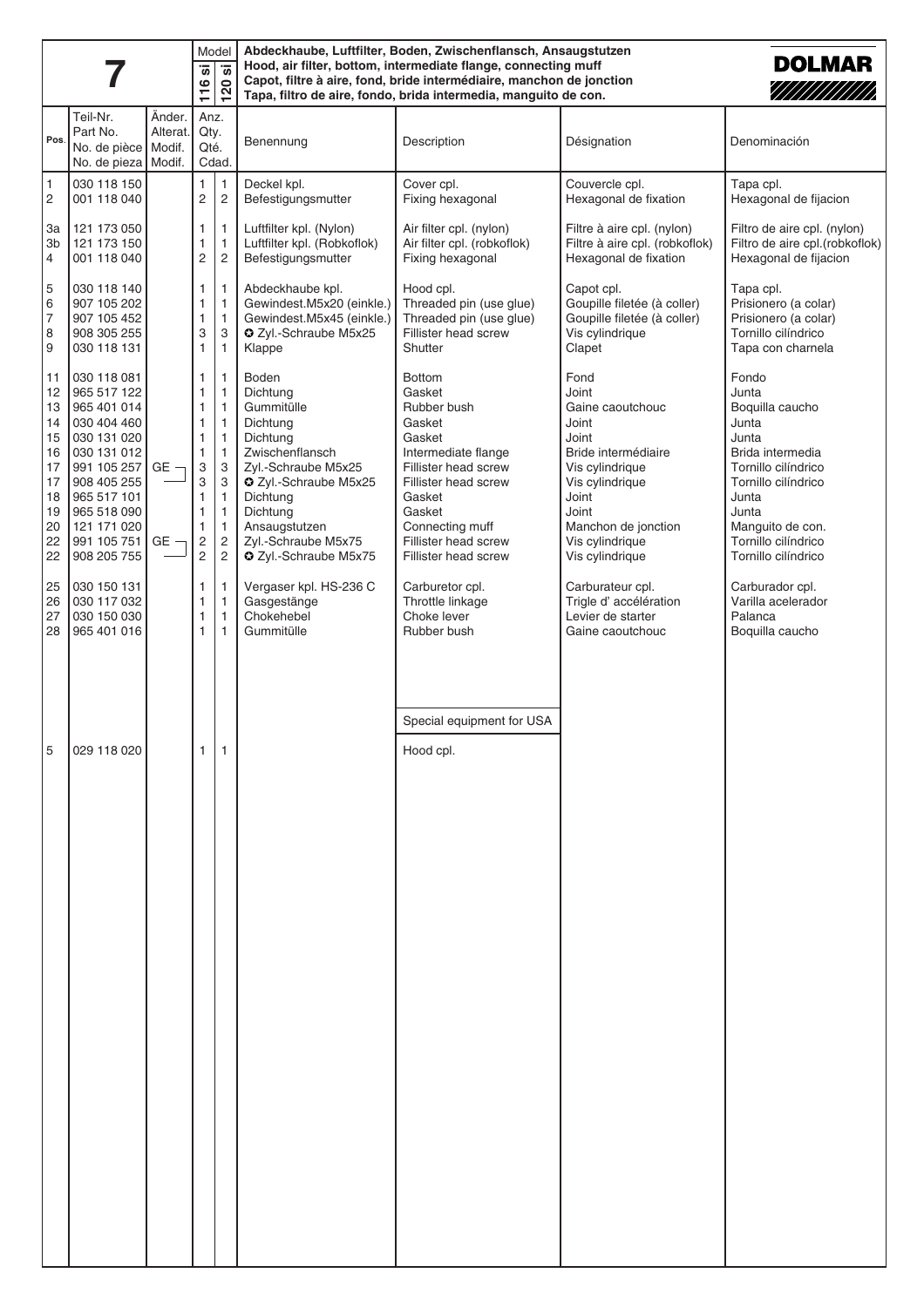# 7

**Abdeckhaube, Luftfilter, Boden, Zwischenflansch, Ansaugstutzen**
**Hood, air filter, bottom, intermediate flange, connecting muff**
**Capot, filtre à aire, fond, bride intermédiaire, manchon de jonction**
**Tapa, filtro de aire, fondo, brida intermedia, manguito de con.**

**DOLMAR**

| Pos. | Teil-Nr. / Part No. / No. de pièce / No. de pieza | Änder. / Alterat. / Modif. / Modif. | Anz. / Qty. / Qté. / Cdad. 116 si | 120 si | Benennung | Description | Désignation | Denominación |
|---|---|---|---|---|---|---|---|---|
| 1 | 030 118 150 | | 1 | 1 | Deckel kpl. | Cover cpl. | Couvercle cpl. | Tapa cpl. |
| 2 | 001 118 040 | | 2 | 2 | Befestigungsmutter | Fixing hexagonal | Hexagonal de fixation | Hexagonal de fijacion |
| 3a | 121 173 050 | | 1 | 1 | Luftfilter kpl. (Nylon) | Air filter cpl. (nylon) | Filtre à aire cpl. (nylon) | Filtro de aire cpl. (nylon) |
| 3b | 121 173 150 | | 1 | 1 | Luftfilter kpl. (Robkoflok) | Air filter cpl. (robkoflok) | Filtre à aire cpl. (robkoflok) | Filtro de aire cpl.(robkoflok) |
| 4 | 001 118 040 | | 2 | 2 | Befestigungsmutter | Fixing hexagonal | Hexagonal de fixation | Hexagonal de fijacion |
| 5 | 030 118 140 | | 1 | 1 | Abdeckhaube kpl. | Hood cpl. | Capot cpl. | Tapa cpl. |
| 6 | 907 105 202 | | 1 | 1 | Gewindest.M5x20 (einkle.) | Threaded pin (use glue) | Goupille filetée (à coller) | Prisionero (a colar) |
| 7 | 907 105 452 | | 1 | 1 | Gewindest.M5x45 (einkle.) | Threaded pin (use glue) | Goupille filetée (à coller) | Prisionero (a colar) |
| 8 | 908 305 255 | | 3 | 3 | ✪ Zyl.-Schraube M5x25 | Fillister head screw | Vis cylindrique | Tornillo cilíndrico |
| 9 | 030 118 131 | | 1 | 1 | Klappe | Shutter | Clapet | Tapa con charnela |
| 11 | 030 118 081 | | 1 | 1 | Boden | Bottom | Fond | Fondo |
| 12 | 965 517 122 | | 1 | 1 | Dichtung | Gasket | Joint | Junta |
| 13 | 965 401 014 | | 1 | 1 | Gummitülle | Rubber bush | Gaine caoutchouc | Boquilla caucho |
| 14 | 030 404 460 | | 1 | 1 | Dichtung | Gasket | Joint | Junta |
| 15 | 030 131 020 | | 1 | 1 | Dichtung | Gasket | Joint | Junta |
| 16 | 030 131 012 | | 1 | 1 | Zwischenflansch | Intermediate flange | Bride intermédiaire | Brida intermedia |
| 17 | 991 105 257 | GE ┐ | 3 | 3 | Zyl.-Schraube M5x25 | Fillister head screw | Vis cylindrique | Tornillo cilíndrico |
| 17 | 908 405 255 | ┘ | 3 | 3 | ✪ Zyl.-Schraube M5x25 | Fillister head screw | Vis cylindrique | Tornillo cilíndrico |
| 18 | 965 517 101 | | 1 | 1 | Dichtung | Gasket | Joint | Junta |
| 19 | 965 518 090 | | 1 | 1 | Dichtung | Gasket | Joint | Junta |
| 20 | 121 171 020 | | 1 | 1 | Ansaugstutzen | Connecting muff | Manchon de jonction | Manguito de con. |
| 22 | 991 105 751 | GE ┐ | 2 | 2 | Zyl.-Schraube M5x75 | Fillister head screw | Vis cylindrique | Tornillo cilíndrico |
| 22 | 908 205 755 | ┘ | 2 | 2 | ✪ Zyl.-Schraube M5x75 | Fillister head screw | Vis cylindrique | Tornillo cilíndrico |
| 25 | 030 150 131 | | 1 | 1 | Vergaser kpl. HS-236 C | Carburetor cpl. | Carburateur cpl. | Carburador cpl. |
| 26 | 030 117 032 | | 1 | 1 | Gasgestänge | Throttle linkage | Trigle d' accélération | Varilla acelerador |
| 27 | 030 150 030 | | 1 | 1 | Chokehebel | Choke lever | Levier de starter | Palanca |
| 28 | 965 401 016 | | 1 | 1 | Gummitülle | Rubber bush | Gaine caoutchouc | Boquilla caucho |
| | | | | | | Special equipment for USA | | |
| 5 | 029 118 020 | | 1 | 1 | | Hood cpl. | | |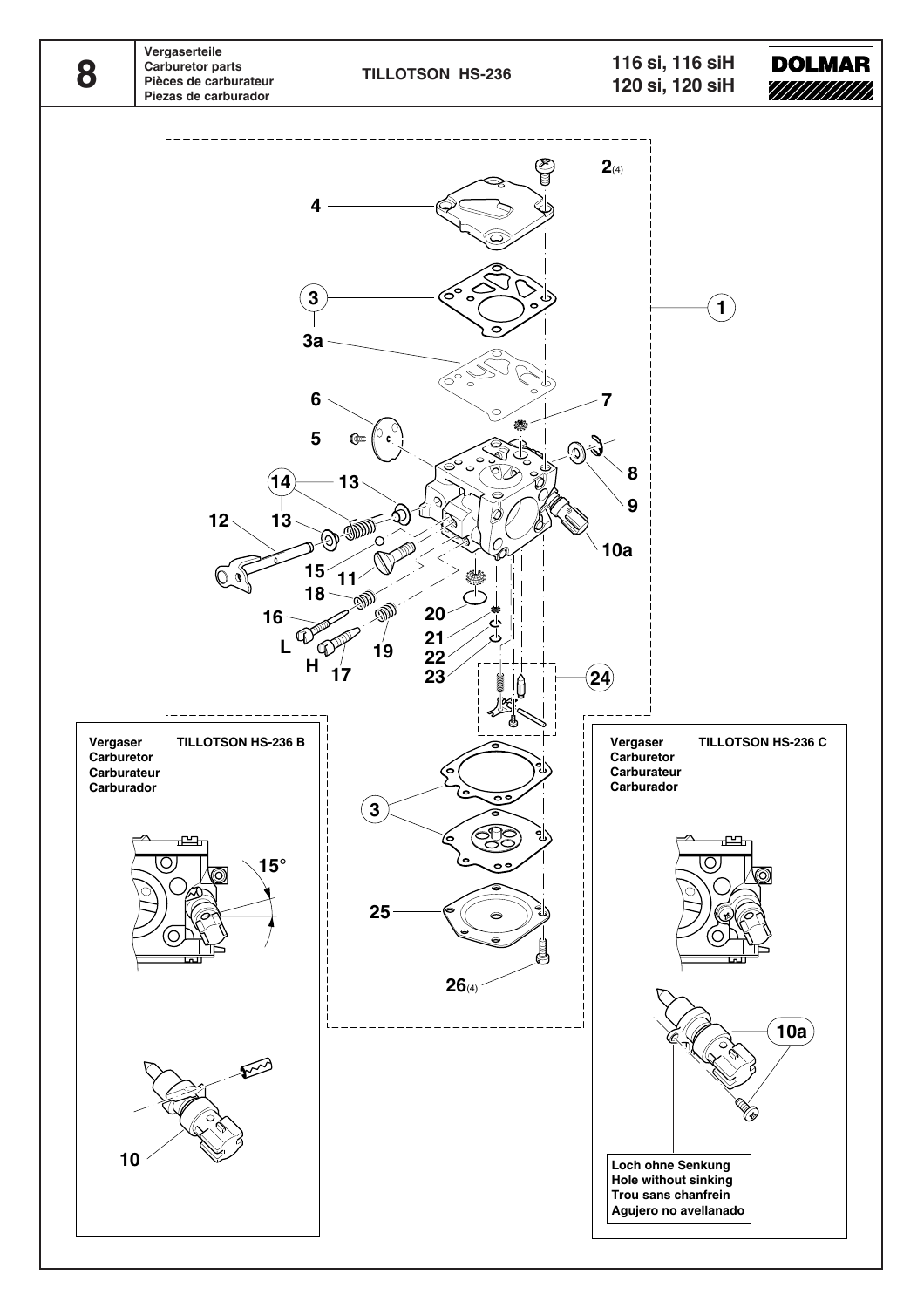# 8

**Vergaserteile**
**Carburetor parts**
**Pièces de carburateur**
**Piezas de carburador**

**TILLOTSON HS-236**

**116 si, 116 siH**
**120 si, 120 siH**

**DOLMAR**

2(4)

4

3

3a

1

6

7

5

8

9

14 13

13

12

10a

15 11

18

20

16

21

L

19

22

H 17

23

24

**Vergaser**
**Carburetor**
**Carburateur**
**Carburador**

**TILLOTSON HS-236 B**

15°

10

3

25

26(4)

**Vergaser**
**Carburetor**
**Carburateur**
**Carburador**

**TILLOTSON HS-236 C**

10a

**Loch ohne Senkung**
**Hole without sinking**
**Trou sans chanfrein**
**Agujero no avellanado**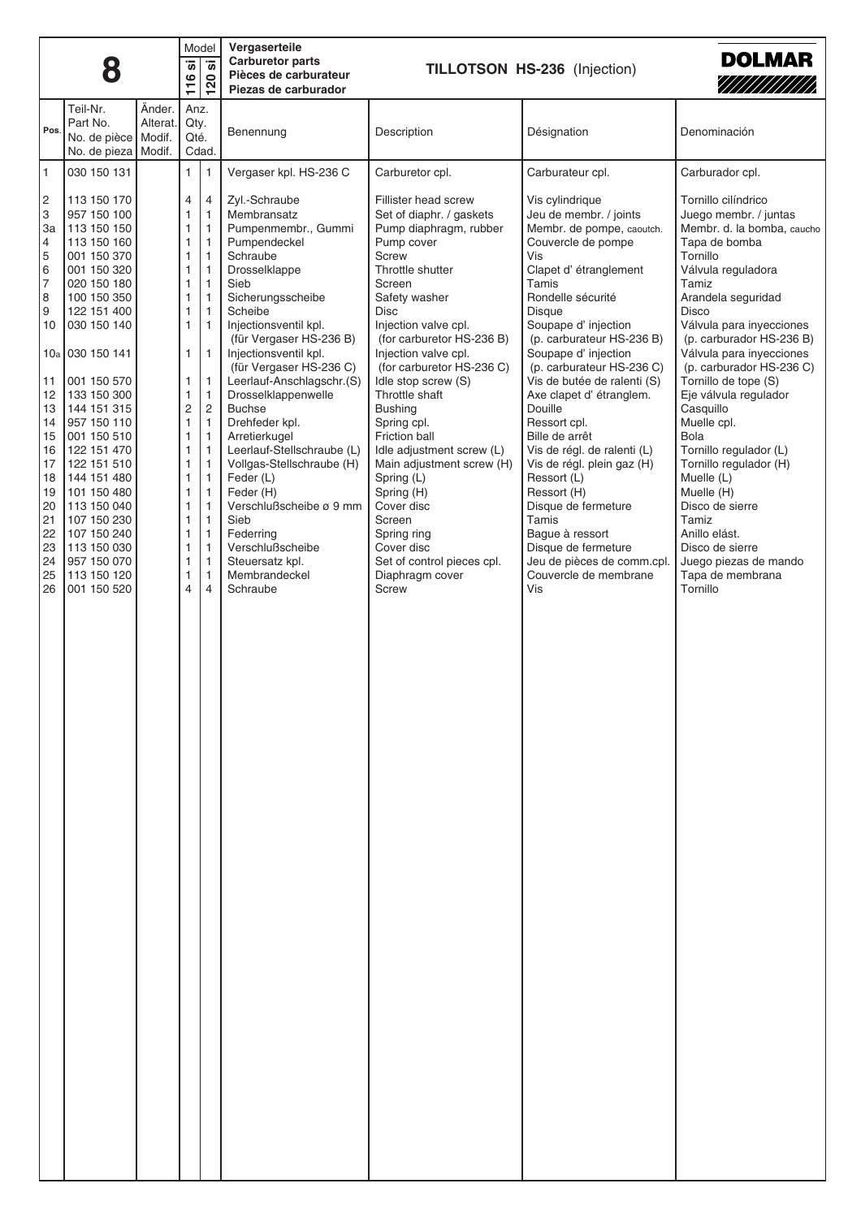| 8 | | | Model | | Vergaserteile<br>Carburetor parts<br>Pièces de carburateur<br>Piezas de carburador | TILLOTSON HS-236 (Injection) | | DOLMAR |
|---|---|---|---|---|---|---|---|---|
| | | | 116 si | 120 si | | | | |
| Pos. | Teil-Nr.<br>Part No.<br>No. de pièce<br>No. de pieza | Änder.<br>Alterat.<br>Modif.<br>Modif. | Anz.<br>Qty.<br>Qté.<br>Cdad. | | Benennung | Description | Désignation | Denominación |
| 1 | 030 150 131 | | 1 | 1 | Vergaser kpl. HS-236 C | Carburetor cpl. | Carburateur cpl. | Carburador cpl. |
| 2 | 113 150 170 | | 4 | 4 | Zyl.-Schraube | Fillister head screw | Vis cylindrique | Tornillo cilíndrico |
| 3 | 957 150 100 | | 1 | 1 | Membransatz | Set of diaphr. / gaskets | Jeu de membr. / joints | Juego membr. / juntas |
| 3a | 113 150 150 | | 1 | 1 | Pumpenmembr., Gummi | Pump diaphragm, rubber | Membr. de pompe, caoutch. | Membr. d. la bomba, caucho |
| 4 | 113 150 160 | | 1 | 1 | Pumpendeckel | Pump cover | Couvercle de pompe | Tapa de bomba |
| 5 | 001 150 370 | | 1 | 1 | Schraube | Screw | Vis | Tornillo |
| 6 | 001 150 320 | | 1 | 1 | Drosselklappe | Throttle shutter | Clapet d' étranglement | Válvula reguladora |
| 7 | 020 150 180 | | 1 | 1 | Sieb | Screen | Tamis | Tamiz |
| 8 | 100 150 350 | | 1 | 1 | Sicherungsscheibe | Safety washer | Rondelle sécurité | Arandela seguridad |
| 9 | 122 151 400 | | 1 | 1 | Scheibe | Disc | Disque | Disco |
| 10 | 030 150 140 | | 1 | 1 | Injectionsventil kpl.<br>(für Vergaser HS-236 B) | Injection valve cpl.<br>(for carburetor HS-236 B) | Soupape d' injection<br>(p. carburateur HS-236 B) | Válvula para inyecciones<br>(p. carburador HS-236 B) |
| 10a | 030 150 141 | | 1 | 1 | Injectionsventil kpl.<br>(für Vergaser HS-236 C) | Injection valve cpl.<br>(for carburetor HS-236 C) | Soupape d' injection<br>(p. carburateur HS-236 C) | Válvula para inyecciones<br>(p. carburador HS-236 C) |
| 11 | 001 150 570 | | 1 | 1 | Leerlauf-Anschlagschr.(S) | Idle stop screw (S) | Vis de butée de ralenti (S) | Tornillo de tope (S) |
| 12 | 133 150 300 | | 1 | 1 | Drosselklappenwelle | Throttle shaft | Axe clapet d' étranglem. | Eje válvula regulador |
| 13 | 144 151 315 | | 2 | 2 | Buchse | Bushing | Douille | Casquillo |
| 14 | 957 150 110 | | 1 | 1 | Drehfeder kpl. | Spring cpl. | Ressort cpl. | Muelle cpl. |
| 15 | 001 150 510 | | 1 | 1 | Arretierkugel | Friction ball | Bille de arrêt | Bola |
| 16 | 122 151 470 | | 1 | 1 | Leerlauf-Stellschraube (L) | Idle adjustment screw (L) | Vis de régl. de ralenti (L) | Tornillo regulador (L) |
| 17 | 122 151 510 | | 1 | 1 | Vollgas-Stellschraube (H) | Main adjustment screw (H) | Vis de régl. plein gaz (H) | Tornillo regulador (H) |
| 18 | 144 151 480 | | 1 | 1 | Feder (L) | Spring (L) | Ressort (L) | Muelle (L) |
| 19 | 101 150 480 | | 1 | 1 | Feder (H) | Spring (H) | Ressort (H) | Muelle (H) |
| 20 | 113 150 040 | | 1 | 1 | Verschlußscheibe ø 9 mm | Cover disc | Disque de fermeture | Disco de sierre |
| 21 | 107 150 230 | | 1 | 1 | Sieb | Screen | Tamis | Tamiz |
| 22 | 107 150 240 | | 1 | 1 | Federring | Spring ring | Bague à ressort | Anillo elást. |
| 23 | 113 150 030 | | 1 | 1 | Verschlußscheibe | Cover disc | Disque de fermeture | Disco de sierre |
| 24 | 957 150 070 | | 1 | 1 | Steuersatz kpl. | Set of control pieces cpl. | Jeu de pièces de comm.cpl. | Juego piezas de mando |
| 25 | 113 150 120 | | 1 | 1 | Membrandeckel | Diaphragm cover | Couvercle de membrane | Tapa de membrana |
| 26 | 001 150 520 | | 4 | 4 | Schraube | Screw | Vis | Tornillo |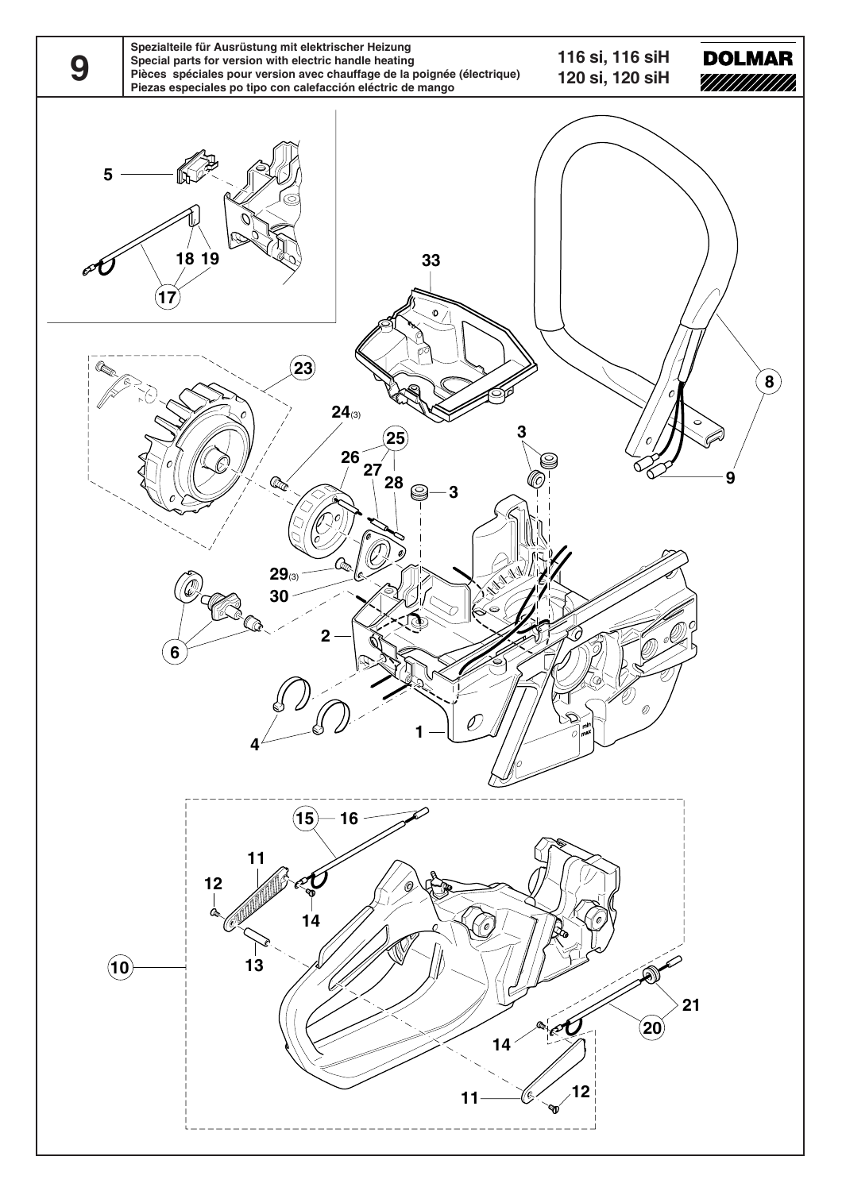# 9

Spezialteile für Ausrüstung mit elektrischer Heizung
Special parts for version with electric handle heating
Pièces spéciales pour version avec chauffage de la poignée (électrique)
Piezas especiales po tipo con calefacción eléctric de mango

116 si, 116 siH
120 si, 120 siH

DOLMAR

5
18 19
17
33
23
24(3)
25
26
27
28
3
3
8
9
29(3)
30
6
2
4
1
15
16
11
12
14
13
10
21
20
14
11
12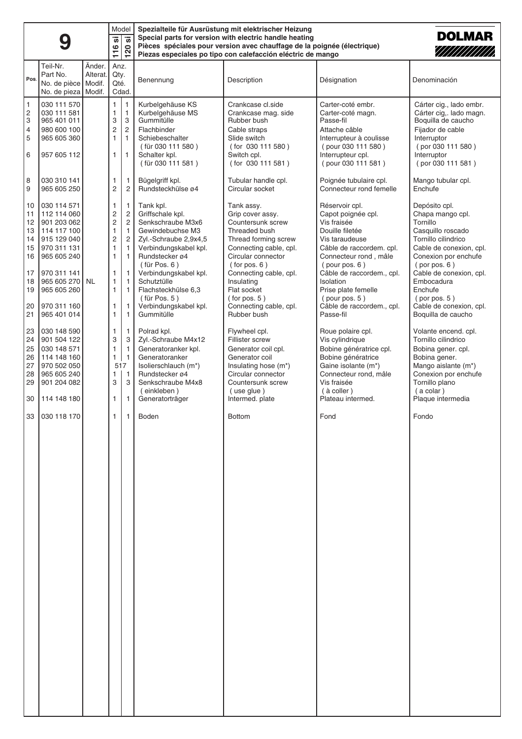| **9** | | | Model | | **Spezialteile für Ausrüstung mit elektrischer Heizung**<br>**Special parts for version with electric handle heating**<br>**Pièces spéciales pour version avec chauffage de la poignée (électrique)**<br>**Piezas especiales po tipo con calefacción eléctric de mango** | | | **DOLMAR** |
|---|---|---|---|---|---|---|---|---|
| | | | 116 si | 120 si | | | | |
| Pos. | Teil-Nr.<br>Part No.<br>No. de pièce<br>No. de pieza | Änder.<br>Alterat.<br>Modif.<br>Modif. | Anz.<br>Qty.<br>Qté.<br>Cdad. | | Benennung | Description | Désignation | Denominación |
| 1 | 030 111 570 | | 1 | 1 | Kurbelgehäuse KS | Crankcase cl.side | Carter-coté embr. | Cárter cig., lado embr. |
| 2 | 030 111 581 | | 1 | 1 | Kurbelgehäuse MS | Crankcase mag. side | Carter-coté magn. | Cárter cig,. lado magn. |
| 3 | 965 401 011 | | 3 | 3 | Gummitülle | Rubber bush | Passe-fil | Boquilla de caucho |
| 4 | 980 600 100 | | 2 | 2 | Flachbinder | Cable straps | Attache câble | Fijador de cable |
| 5 | 965 605 360 | | 1 | 1 | Schiebeschalter<br>( für 030 111 580 ) | Slide switch<br>( for 030 111 580 ) | Interrupteur à coulisse<br>( pour 030 111 580 ) | Interruptor<br>( por 030 111 580 ) |
| 6 | 957 605 112 | | 1 | 1 | Schalter kpl.<br>( für 030 111 581 ) | Switch cpl.<br>( for 030 111 581 ) | Interrupteur cpl.<br>( pour 030 111 581 ) | Interruptor<br>( por 030 111 581 ) |
| 8 | 030 310 141 | | 1 | 1 | Bügelgriff kpl. | Tubular handle cpl. | Poignée tubulaire cpl. | Mango tubular cpl. |
| 9 | 965 605 250 | | 2 | 2 | Rundsteckhülse ø4 | Circular socket | Connecteur rond femelle | Enchufe |
| 10 | 030 114 571 | | 1 | 1 | Tank kpl. | Tank assy. | Réservoir cpl. | Depósito cpl. |
| 11 | 112 114 060 | | 2 | 2 | Griffschale kpl. | Grip cover assy. | Capot poignée cpl. | Chapa mango cpl. |
| 12 | 901 203 062 | | 2 | 2 | Senkschraube M3x6 | Countersunk screw | Vis fraisée | Tornillo |
| 13 | 114 117 100 | | 1 | 1 | Gewindebuchse M3 | Threaded bush | Douille filetée | Casquillo roscado |
| 14 | 915 129 040 | | 2 | 2 | Zyl.-Schraube 2,9x4,5 | Thread forming screw | Vis taraudeuse | Tornillo cilindrico |
| 15 | 970 311 131 | | 1 | 1 | Verbindungskabel kpl. | Connecting cable, cpl. | Câble de raccordem. cpl. | Cable de conexion, cpl. |
| 16 | 965 605 240 | | 1 | 1 | Rundstecker ø4<br>( für Pos. 6 ) | Circular connector<br>( for pos. 6 ) | Connecteur rond , mâle<br>( pour pos. 6 ) | Conexion por enchufe<br>( por pos. 6 ) |
| 17 | 970 311 141 | | 1 | 1 | Verbindungskabel kpl. | Connecting cable, cpl. | Câble de raccordem., cpl. | Cable de conexion, cpl. |
| 18 | 965 605 270 | NL | 1 | 1 | Schutztülle | Insulating | Isolation | Embocadura |
| 19 | 965 605 260 | | 1 | 1 | Flachsteckhülse 6,3<br>( für Pos. 5 ) | Flat socket<br>( for pos. 5 ) | Prise plate femelle<br>( pour pos. 5 ) | Enchufe<br>( por pos. 5 ) |
| 20 | 970 311 160 | | 1 | 1 | Verbindungskabel kpl. | Connecting cable, cpl. | Câble de raccordem., cpl. | Cable de conexion, cpl. |
| 21 | 965 401 014 | | 1 | 1 | Gummitülle | Rubber bush | Passe-fil | Boquilla de caucho |
| 23 | 030 148 590 | | 1 | 1 | Polrad kpl. | Flywheel cpl. | Roue polaire cpl. | Volante encend. cpl. |
| 24 | 901 504 122 | | 3 | 3 | Zyl.-Schraube M4x12 | Fillister screw | Vis cylindrique | Tornillo cilindrico |
| 25 | 030 148 571 | | 1 | 1 | Generatoranker kpl. | Generator coil cpl. | Bobine génératrice cpl. | Bobina gener. cpl. |
| 26 | 114 148 160 | | 1 | 1 | Generatoranker | Generator coil | Bobine génératrice | Bobina gener. |
| 27 | 970 502 050 | | 517 | | Isolierschlauch (m*) | Insulating hose (m*) | Gaine isolante (m*) | Mango aislante (m*) |
| 28 | 965 605 240 | | 1 | 1 | Rundstecker ø4 | Circular connector | Connecteur rond, mâle | Conexion por enchufe |
| 29 | 901 204 082 | | 3 | 3 | Senkschraube M4x8<br>( einkleben ) | Countersunk screw<br>( use glue ) | Vis fraisée<br>( à coller ) | Tornillo plano<br>( a colar ) |
| 30 | 114 148 180 | | 1 | 1 | Generatorträger | Intermed. plate | Plateau intermed. | Plaque intermedia |
| 33 | 030 118 170 | | 1 | 1 | Boden | Bottom | Fond | Fondo |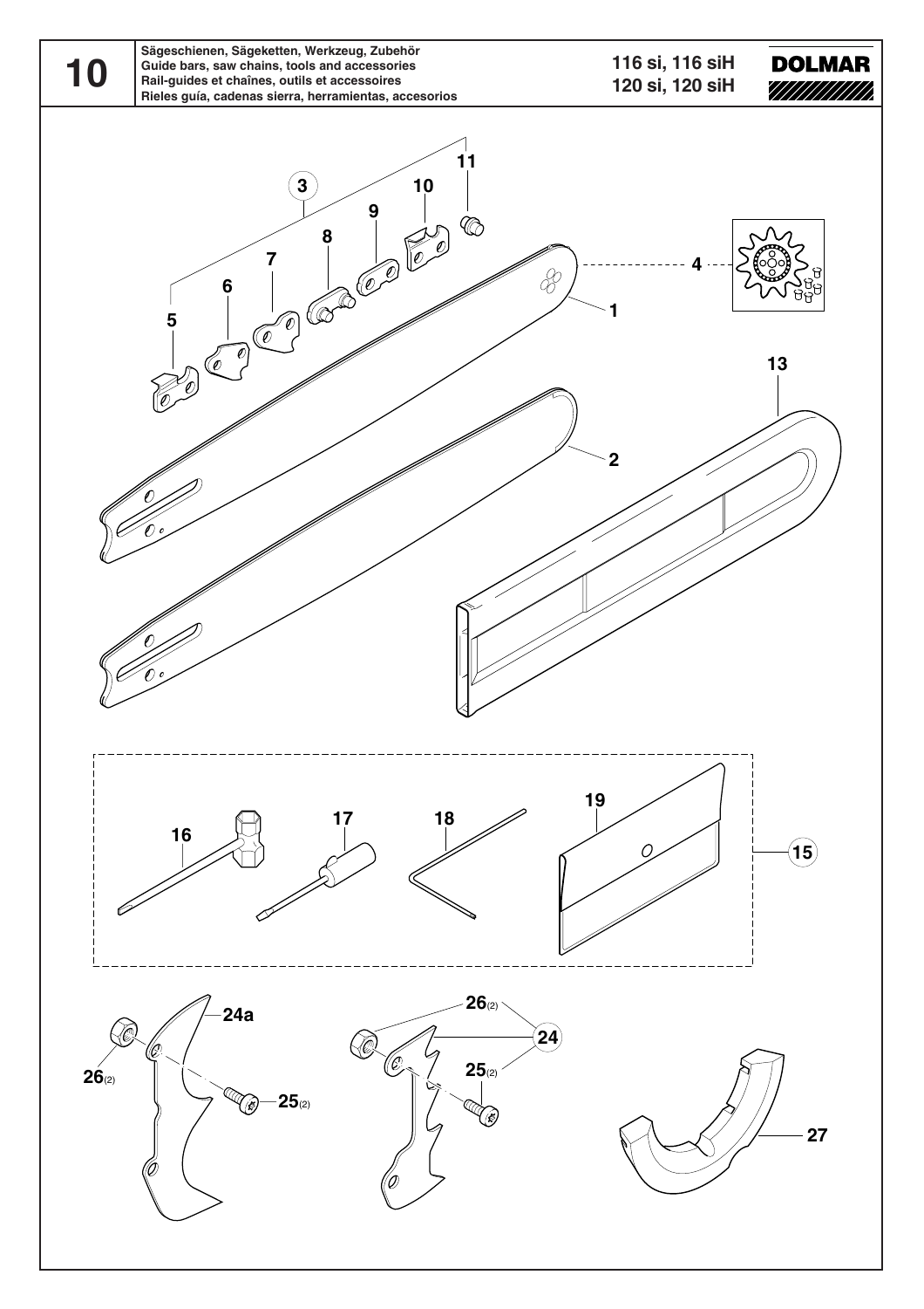# 10

**Sägeschienen, Sägeketten, Werkzeug, Zubehör**
**Guide bars, saw chains, tools and accessories**
**Rail-guides et chaînes, outils et accessoires**
**Rieles guía, cadenas sierra, herramientas, accesorios**

**116 si, 116 siH**
**120 si, 120 siH**

**DOLMAR**

3, 11, 10, 9, 8, 7, 6, 5, 4, 1, 13, 2

16, 17, 18, 19, 15

24a, 26(2), 25(2), 26(2), 24, 25(2), 27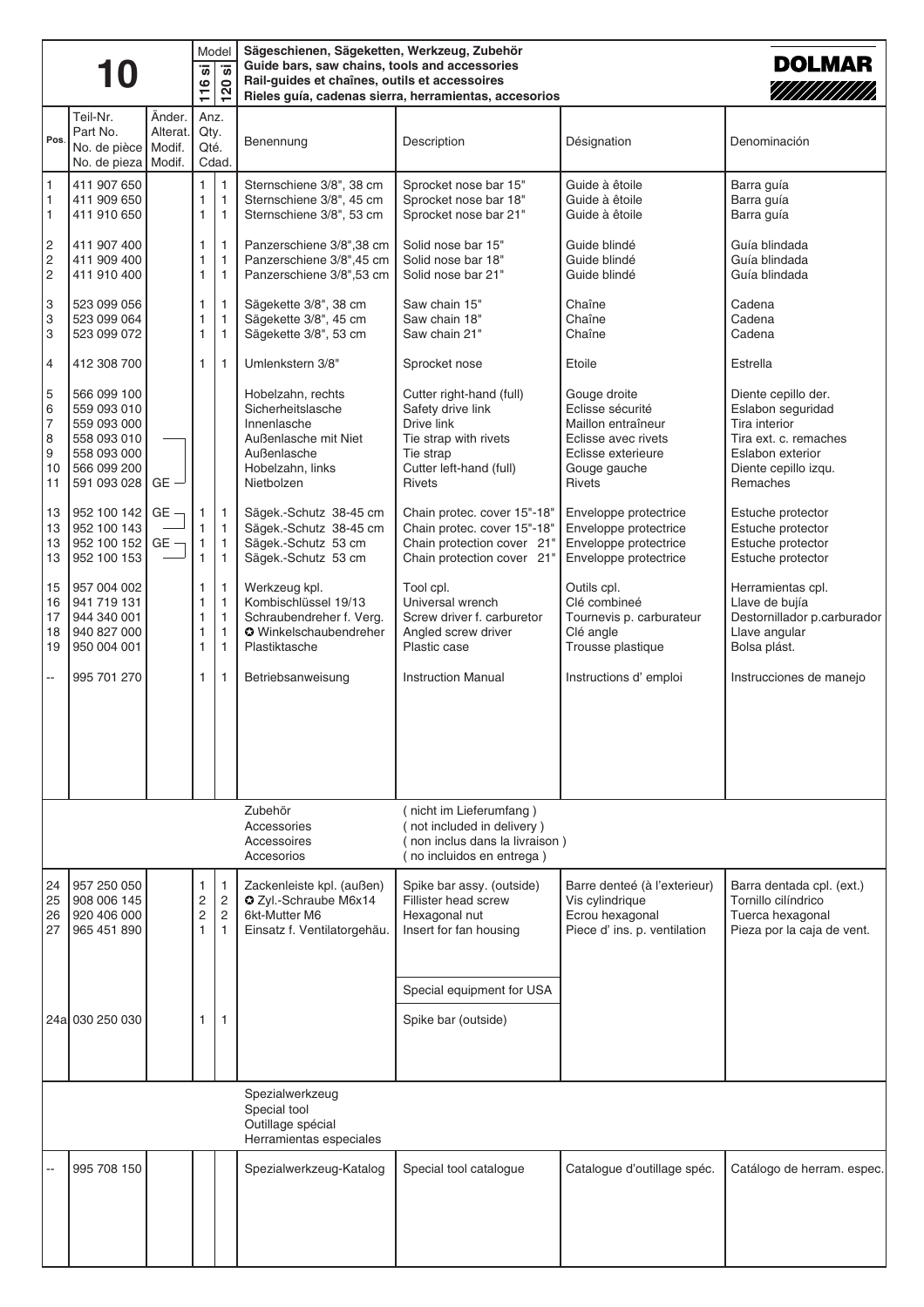# 10

**Sägeschienen, Sägeketten, Werkzeug, Zubehör**
**Guide bars, saw chains, tools and accessories**
**Rail-guides et chaînes, outils et accessoires**
**Rieles guía, cadenas sierra, herramientas, accesorios**

**DOLMAR**

| Pos. | Teil-Nr. / Part No. / No. de pièce / No. de pieza | Änder. / Alterat. / Modif. / Modif. | Model 116 si Anz. / Qty. / Qté. / Cdad. | Model 120 si Anz. / Qty. / Qté. / Cdad. | Benennung | Description | Désignation | Denominación |
|---|---|---|---|---|---|---|---|---|
| 1 | 411 907 650 | | 1 | 1 | Sternschiene 3/8", 38 cm | Sprocket nose bar 15" | Guide à êtoile | Barra guía |
| 1 | 411 909 650 | | 1 | 1 | Sternschiene 3/8", 45 cm | Sprocket nose bar 18" | Guide à êtoile | Barra guía |
| 1 | 411 910 650 | | 1 | 1 | Sternschiene 3/8", 53 cm | Sprocket nose bar 21" | Guide à êtoile | Barra guía |
| 2 | 411 907 400 | | 1 | 1 | Panzerschiene 3/8",38 cm | Solid nose bar 15" | Guide blindé | Guía blindada |
| 2 | 411 909 400 | | 1 | 1 | Panzerschiene 3/8",45 cm | Solid nose bar 18" | Guide blindé | Guía blindada |
| 2 | 411 910 400 | | 1 | 1 | Panzerschiene 3/8",53 cm | Solid nose bar 21" | Guide blindé | Guía blindada |
| 3 | 523 099 056 | | 1 | 1 | Sägekette 3/8", 38 cm | Saw chain 15" | Chaîne | Cadena |
| 3 | 523 099 064 | | 1 | 1 | Sägekette 3/8", 45 cm | Saw chain 18" | Chaîne | Cadena |
| 3 | 523 099 072 | | 1 | 1 | Sägekette 3/8", 53 cm | Saw chain 21" | Chaîne | Cadena |
| 4 | 412 308 700 | | 1 | 1 | Umlenkstern 3/8" | Sprocket nose | Etoile | Estrella |
| 5 | 566 099 100 | | | | Hobelzahn, rechts | Cutter right-hand (full) | Gouge droite | Diente cepillo der. |
| 6 | 559 093 010 | | | | Sicherheitslasche | Safety drive link | Eclisse sécurité | Eslabon seguridad |
| 7 | 559 093 000 | | | | Innenlasche | Drive link | Maillon entraîneur | Tira interior |
| 8 | 558 093 010 | | | | Außenlasche mit Niet | Tie strap with rivets | Eclisse avec rivets | Tira ext. c. remaches |
| 9 | 558 093 000 | | | | Außenlasche | Tie strap | Eclisse exterieure | Eslabon exterior |
| 10 | 566 099 200 | | | | Hobelzahn, links | Cutter left-hand (full) | Gouge gauche | Diente cepillo izqu. |
| 11 | 591 093 028 | GE | | | Nietbolzen | Rivets | Rivets | Remaches |
| 13 | 952 100 142 | GE | 1 | 1 | Sägek.-Schutz 38-45 cm | Chain protec. cover 15"-18" | Enveloppe protectrice | Estuche protector |
| 13 | 952 100 143 | | 1 | 1 | Sägek.-Schutz 38-45 cm | Chain protec. cover 15"-18" | Enveloppe protectrice | Estuche protector |
| 13 | 952 100 152 | GE | 1 | 1 | Sägek.-Schutz 53 cm | Chain protection cover 21" | Enveloppe protectrice | Estuche protector |
| 13 | 952 100 153 | | 1 | 1 | Sägek.-Schutz 53 cm | Chain protection cover 21" | Enveloppe protectrice | Estuche protector |
| 15 | 957 004 002 | | 1 | 1 | Werkzeug kpl. | Tool cpl. | Outils cpl. | Herramientas cpl. |
| 16 | 941 719 131 | | 1 | 1 | Kombischlüssel 19/13 | Universal wrench | Clé combineé | Llave de bujía |
| 17 | 944 340 001 | | 1 | 1 | Schraubendreher f. Verg. | Screw driver f. carburetor | Tournevis p. carburateur | Destornillador p.carburador |
| 18 | 940 827 000 | | 1 | 1 | ✪ Winkelschaubendreher | Angled screw driver | Clé angle | Llave angular |
| 19 | 950 004 001 | | 1 | 1 | Plastiktasche | Plastic case | Trousse plastique | Bolsa plást. |
| -- | 995 701 270 | | 1 | 1 | Betriebsanweisung | Instruction Manual | Instructions d' emploi | Instrucciones de manejo |
| | | | | | Zubehör<br>Accessories<br>Accessoires<br>Accesorios | ( nicht im Lieferumfang )<br>( not included in delivery )<br>( non inclus dans la livraison )<br>( no incluidos en entrega ) | | |
| 24 | 957 250 050 | | 1 | 1 | Zackenleiste kpl. (außen) | Spike bar assy. (outside) | Barre denteé (à l'exterieur) | Barra dentada cpl. (ext.) |
| 25 | 908 006 145 | | 2 | 2 | ✪ Zyl.-Schraube M6x14 | Fillister head screw | Vis cylindrique | Tornillo cilíndrico |
| 26 | 920 406 000 | | 2 | 2 | 6kt-Mutter M6 | Hexagonal nut | Ecrou hexagonal | Tuerca hexagonal |
| 27 | 965 451 890 | | 1 | 1 | Einsatz f. Ventilatorgehäu. | Insert for fan housing | Piece d' ins. p. ventilation | Pieza por la caja de vent. |
| | | | | | | Special equipment for USA | | |
| 24a | 030 250 030 | | 1 | 1 | | Spike bar (outside) | | |
| | | | | | Spezialwerkzeug<br>Special tool<br>Outillage spécial<br>Herramientas especiales | | | |
| -- | 995 708 150 | | | | Spezialwerkzeug-Katalog | Special tool catalogue | Catalogue d'outillage spéc. | Catálogo de herram. espec. |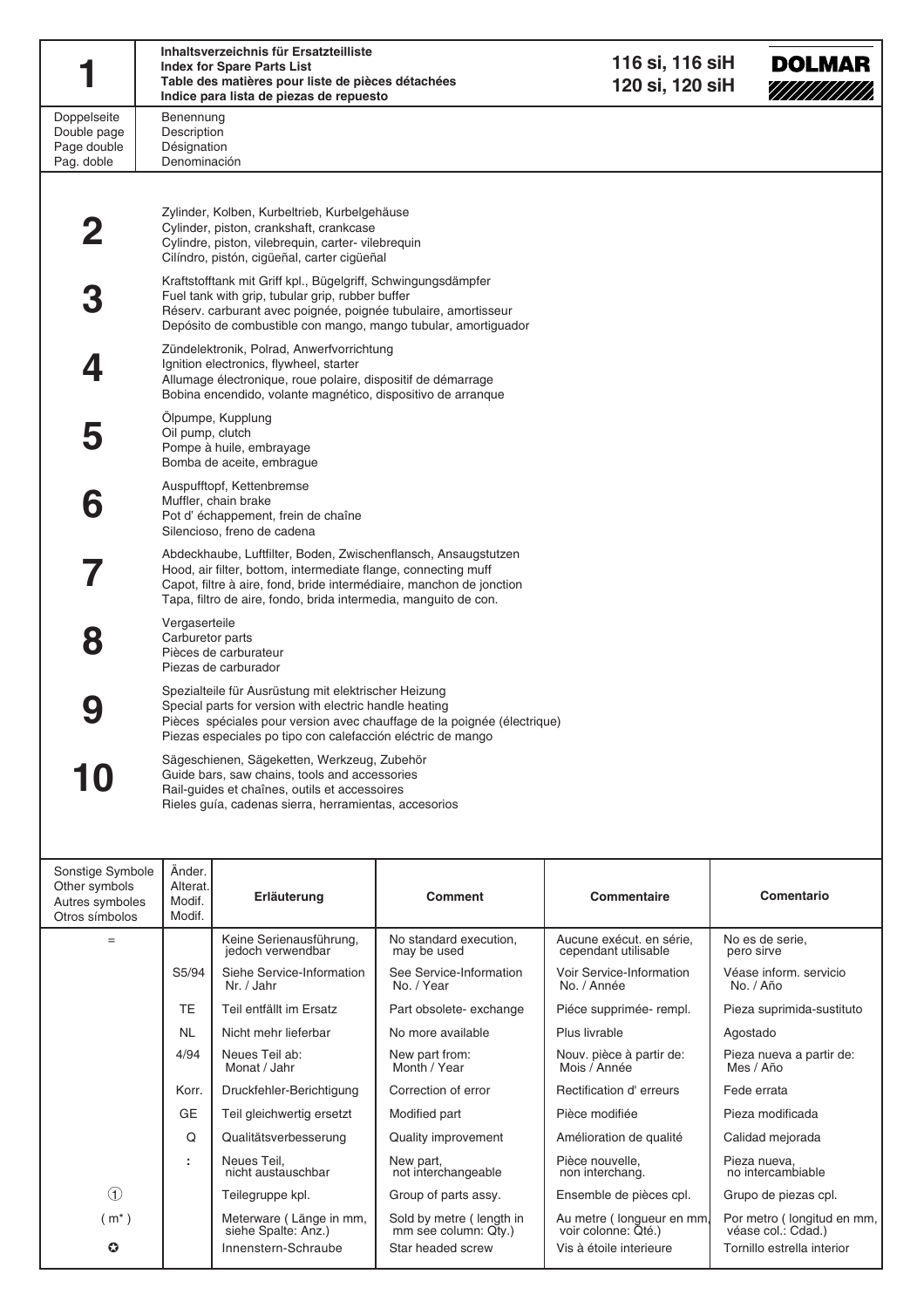| 1 | Inhaltsverzeichnis für Ersatzteilliste<br>Index for Spare Parts List<br>Table des matières pour liste de pièces détachées<br>Indice para lista de piezas de repuesto | 116 si, 116 siH<br>120 si, 120 siH | DOLMAR |
|---|---|---|---|

| Doppelseite<br>Double page<br>Page double<br>Pag. doble | Benennung<br>Description<br>Désignation<br>Denominación |
|---|---|
| **2** | Zylinder, Kolben, Kurbeltrieb, Kurbelgehäuse<br>Cylinder, piston, crankshaft, crankcase<br>Cylindre, piston, vilebrequin, carter- vilebrequin<br>Cilíndro, pistón, cigüeñal, carter cigüeñal |
| **3** | Kraftstofftank mit Griff kpl., Bügelgriff, Schwingungsdämpfer<br>Fuel tank with grip, tubular grip, rubber buffer<br>Réserv. carburant avec poignée, poignée tubulaire, amortisseur<br>Depósito de combustible con mango, mango tubular, amortiguador |
| **4** | Zündelektronik, Polrad, Anwerfvorrichtung<br>Ignition electronics, flywheel, starter<br>Allumage électronique, roue polaire, dispositif de démarrage<br>Bobina encendido, volante magnético, dispositivo de arranque |
| **5** | Ölpumpe, Kupplung<br>Oil pump, clutch<br>Pompe à huile, embrayage<br>Bomba de aceite, embrague |
| **6** | Auspufftopf, Kettenbremse<br>Muffler, chain brake<br>Pot d' échappement, frein de chaîne<br>Silencioso, freno de cadena |
| **7** | Abdeckhaube, Luftfilter, Boden, Zwischenflansch, Ansaugstutzen<br>Hood, air filter, bottom, intermediate flange, connecting muff<br>Capot, filtre à aire, fond, bride intermédiaire, manchon de jonction<br>Tapa, filtro de aire, fondo, brida intermedia, manguito de con. |
| **8** | Vergaserteile<br>Carburetor parts<br>Pièces de carburateur<br>Piezas de carburador |
| **9** | Spezialteile für Ausrüstung mit elektrischer Heizung<br>Special parts for version with electric handle heating<br>Pièces spéciales pour version avec chauffage de la poignée (électrique)<br>Piezas especiales po tipo con calefacción eléctric de mango |
| **10** | Sägeschienen, Sägeketten, Werkzeug, Zubehör<br>Guide bars, saw chains, tools and accessories<br>Rail-guides et chaînes, outils et accessoires<br>Rieles guía, cadenas sierra, herramientas, accesorios |

| Sonstige Symbole<br>Other symbols<br>Autres symboles<br>Otros símbolos | Änder.<br>Alterat.<br>Modif.<br>Modif. | Erläuterung | Comment | Commentaire | Comentario |
|---|---|---|---|---|---|
| = | | Keine Serienausführung, jedoch verwendbar | No standard execution, may be used | Aucune exécut. en série, cependant utilisable | No es de serie, pero sirve |
| | S5/94 | Siehe Service-Information Nr. / Jahr | See Service-Information No. / Year | Voir Service-Information No. / Année | Véase inform. servicio No. / Año |
| | TE | Teil entfällt im Ersatz | Part obsolete- exchange | Piéce supprimée- rempl. | Pieza suprimida-sustituto |
| | NL | Nicht mehr lieferbar | No more available | Plus livrable | Agostado |
| | 4/94 | Neues Teil ab: Monat / Jahr | New part from: Month / Year | Nouv. pièce à partir de: Mois / Année | Pieza nueva a partir de: Mes / Año |
| | Korr. | Druckfehler-Berichtigung | Correction of error | Rectification d' erreurs | Fede errata |
| | GE | Teil gleichwertig ersetzt | Modified part | Pièce modifiée | Pieza modificada |
| | Q | Qualitätsverbesserung | Quality improvement | Amélioration de qualité | Calidad mejorada |
| | : | Neues Teil, nicht austauschbar | New part, not interchangeable | Pièce nouvelle, non interchang. | Pieza nueva, no intercambiable |
| ① | | Teilegruppe kpl. | Group of parts assy. | Ensemble de pièces cpl. | Grupo de piezas cpl. |
| ( m* ) | | Meterware ( Länge in mm, siehe Spalte: Anz.) | Sold by metre ( length in mm see column: Qty.) | Au metre ( longueur en mm, voir colonne: Qté.) | Por metro ( longitud en mm, véase col.: Cdad.) |
| ✪ | | Innenstern-Schraube | Star headed screw | Vis à étoile interieure | Tornillo estrella interior |